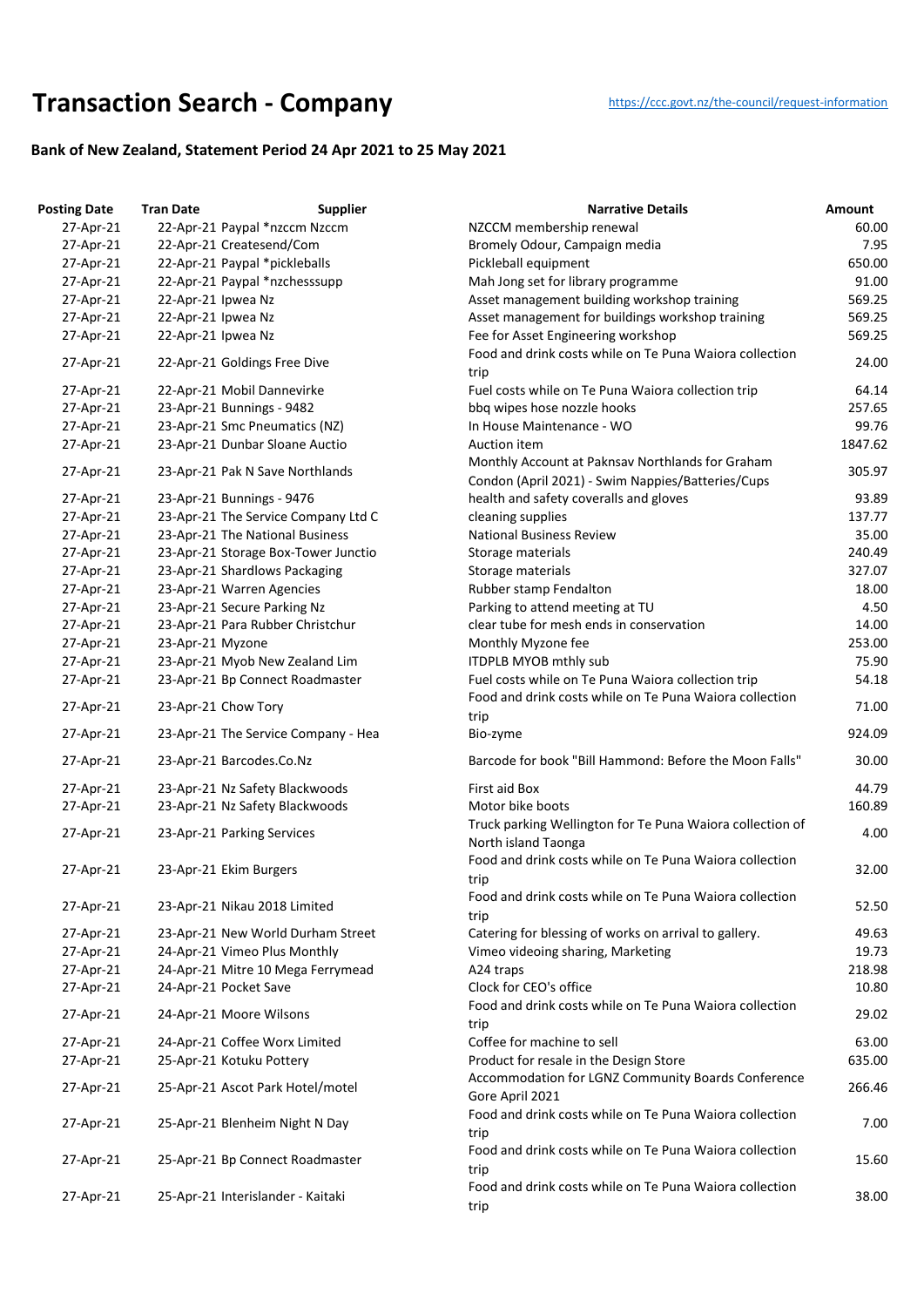# Transaction Search - Company

https://ccc.govt.nz/the-council/request-information

### Bank of New Zealand, Statement Period 24 Apr 2021 to 25 May 2021

| Posting Date | Tran Date | Supplier | Narrative Details | Amount |
|---|---|---|---|---|
| 27-Apr-21 | 22-Apr-21 | Paypal *nzccm Nzccm | NZCCM membership renewal | 60.00 |
| 27-Apr-21 | 22-Apr-21 | Createsend/Com | Bromely Odour, Campaign media | 7.95 |
| 27-Apr-21 | 22-Apr-21 | Paypal *pickleballs | Pickleball equipment | 650.00 |
| 27-Apr-21 | 22-Apr-21 | Paypal *nzchesssupp | Mah Jong set for library programme | 91.00 |
| 27-Apr-21 | 22-Apr-21 | Ipwea Nz | Asset management building workshop training | 569.25 |
| 27-Apr-21 | 22-Apr-21 | Ipwea Nz | Asset management for buildings workshop training | 569.25 |
| 27-Apr-21 | 22-Apr-21 | Ipwea Nz | Fee for Asset Engineering workshop | 569.25 |
| 27-Apr-21 | 22-Apr-21 | Goldings Free Dive | Food and drink costs while on Te Puna Waiora collection trip | 24.00 |
| 27-Apr-21 | 22-Apr-21 | Mobil Dannevirke | Fuel costs while on Te Puna Waiora collection trip | 64.14 |
| 27-Apr-21 | 23-Apr-21 | Bunnings - 9482 | bbq wipes hose nozzle hooks | 257.65 |
| 27-Apr-21 | 23-Apr-21 | Smc Pneumatics (NZ) | In House Maintenance - WO | 99.76 |
| 27-Apr-21 | 23-Apr-21 | Dunbar Sloane Auctio | Auction item | 1847.62 |
| 27-Apr-21 | 23-Apr-21 | Pak N Save Northlands | Monthly Account at Paknsav Northlands for Graham Condon (April 2021) - Swim Nappies/Batteries/Cups | 305.97 |
| 27-Apr-21 | 23-Apr-21 | Bunnings - 9476 | health and safety coveralls and gloves | 93.89 |
| 27-Apr-21 | 23-Apr-21 | The Service Company Ltd C | cleaning supplies | 137.77 |
| 27-Apr-21 | 23-Apr-21 | The National Business | National Business Review | 35.00 |
| 27-Apr-21 | 23-Apr-21 | Storage Box-Tower Junctio | Storage materials | 240.49 |
| 27-Apr-21 | 23-Apr-21 | Shardlows Packaging | Storage materials | 327.07 |
| 27-Apr-21 | 23-Apr-21 | Warren Agencies | Rubber stamp Fendalton | 18.00 |
| 27-Apr-21 | 23-Apr-21 | Secure Parking Nz | Parking to attend meeting at TU | 4.50 |
| 27-Apr-21 | 23-Apr-21 | Para Rubber Christchur | clear tube for mesh ends in conservation | 14.00 |
| 27-Apr-21 | 23-Apr-21 | Myzone | Monthly Myzone fee | 253.00 |
| 27-Apr-21 | 23-Apr-21 | Myob New Zealand Lim | ITDPLB MYOB mthly sub | 75.90 |
| 27-Apr-21 | 23-Apr-21 | Bp Connect Roadmaster | Fuel costs while on Te Puna Waiora collection trip | 54.18 |
| 27-Apr-21 | 23-Apr-21 | Chow Tory | Food and drink costs while on Te Puna Waiora collection trip | 71.00 |
| 27-Apr-21 | 23-Apr-21 | The Service Company - Hea | Bio-zyme | 924.09 |
| 27-Apr-21 | 23-Apr-21 | Barcodes.Co.Nz | Barcode for book "Bill Hammond: Before the Moon Falls" | 30.00 |
| 27-Apr-21 | 23-Apr-21 | Nz Safety Blackwoods | First aid Box | 44.79 |
| 27-Apr-21 | 23-Apr-21 | Nz Safety Blackwoods | Motor bike boots | 160.89 |
| 27-Apr-21 | 23-Apr-21 | Parking Services | Truck parking Wellington for Te Puna Waiora collection of North island Taonga | 4.00 |
| 27-Apr-21 | 23-Apr-21 | Ekim Burgers | Food and drink costs while on Te Puna Waiora collection trip | 32.00 |
| 27-Apr-21 | 23-Apr-21 | Nikau 2018 Limited | Food and drink costs while on Te Puna Waiora collection trip | 52.50 |
| 27-Apr-21 | 23-Apr-21 | New World Durham Street | Catering for blessing of works on arrival to gallery. | 49.63 |
| 27-Apr-21 | 24-Apr-21 | Vimeo Plus Monthly | Vimeo videoing sharing, Marketing | 19.73 |
| 27-Apr-21 | 24-Apr-21 | Mitre 10 Mega Ferrymead | A24 traps | 218.98 |
| 27-Apr-21 | 24-Apr-21 | Pocket Save | Clock for CEO's office | 10.80 |
| 27-Apr-21 | 24-Apr-21 | Moore Wilsons | Food and drink costs while on Te Puna Waiora collection trip | 29.02 |
| 27-Apr-21 | 24-Apr-21 | Coffee Worx Limited | Coffee for machine to sell | 63.00 |
| 27-Apr-21 | 25-Apr-21 | Kotuku Pottery | Product for resale in the Design Store | 635.00 |
| 27-Apr-21 | 25-Apr-21 | Ascot Park Hotel/motel | Accommodation for LGNZ Community Boards Conference Gore April 2021 | 266.46 |
| 27-Apr-21 | 25-Apr-21 | Blenheim Night N Day | Food and drink costs while on Te Puna Waiora collection trip | 7.00 |
| 27-Apr-21 | 25-Apr-21 | Bp Connect Roadmaster | Food and drink costs while on Te Puna Waiora collection trip | 15.60 |
| 27-Apr-21 | 25-Apr-21 | Interislander - Kaitaki | Food and drink costs while on Te Puna Waiora collection trip | 38.00 |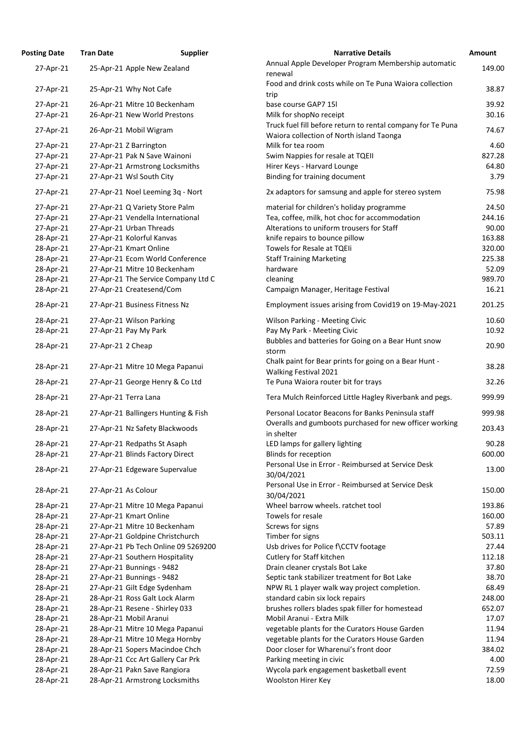| Posting Date | Tran Date | Supplier | Narrative Details | Amount |
|---|---|---|---|---|
| 27-Apr-21 | 25-Apr-21 | Apple New Zealand | Annual Apple Developer Program Membership automatic renewal | 149.00 |
| 27-Apr-21 | 25-Apr-21 | Why Not Cafe | Food and drink costs while on Te Puna Waiora collection trip | 38.87 |
| 27-Apr-21 | 26-Apr-21 | Mitre 10 Beckenham | base course GAP7 15l | 39.92 |
| 27-Apr-21 | 26-Apr-21 | New World Prestons | Milk for shopNo receipt | 30.16 |
| 27-Apr-21 | 26-Apr-21 | Mobil Wigram | Truck fuel fill before return to rental company for Te Puna Waiora collection of North island Taonga | 74.67 |
| 27-Apr-21 | 27-Apr-21 | Z Barrington | Milk for tea room | 4.60 |
| 27-Apr-21 | 27-Apr-21 | Pak N Save Wainoni | Swim Nappies for resale at TQEII | 827.28 |
| 27-Apr-21 | 27-Apr-21 | Armstrong Locksmiths | Hirer Keys - Harvard Lounge | 64.80 |
| 27-Apr-21 | 27-Apr-21 | Wsl South City | Binding for training document | 3.79 |
| 27-Apr-21 | 27-Apr-21 | Noel Leeming 3q - Nort | 2x adaptors for samsung and apple for stereo system | 75.98 |
| 27-Apr-21 | 27-Apr-21 | Q Variety Store Palm | material for children's holiday programme | 24.50 |
| 27-Apr-21 | 27-Apr-21 | Vendella International | Tea, coffee, milk, hot choc for accommodation | 244.16 |
| 27-Apr-21 | 27-Apr-21 | Urban Threads | Alterations to uniform trousers for Staff | 90.00 |
| 28-Apr-21 | 27-Apr-21 | Kolorful Kanvas | knife repairs to bounce pillow | 163.88 |
| 28-Apr-21 | 27-Apr-21 | Kmart Online | Towels for Resale at TQEIi | 320.00 |
| 28-Apr-21 | 27-Apr-21 | Ecom World Conference | Staff Training Marketing | 225.38 |
| 28-Apr-21 | 27-Apr-21 | Mitre 10 Beckenham | hardware | 52.09 |
| 28-Apr-21 | 27-Apr-21 | The Service Company Ltd C | cleaning | 989.70 |
| 28-Apr-21 | 27-Apr-21 | Createsend/Com | Campaign Manager, Heritage Festival | 16.21 |
| 28-Apr-21 | 27-Apr-21 | Business Fitness Nz | Employment issues arising from Covid19 on 19-May-2021 | 201.25 |
| 28-Apr-21 | 27-Apr-21 | Wilson Parking | Wilson Parking - Meeting Civic | 10.60 |
| 28-Apr-21 | 27-Apr-21 | Pay My Park | Pay My Park - Meeting Civic | 10.92 |
| 28-Apr-21 | 27-Apr-21 | 2 Cheap | Bubbles and batteries for Going on a Bear Hunt snow storm | 20.90 |
| 28-Apr-21 | 27-Apr-21 | Mitre 10 Mega Papanui | Chalk paint for Bear prints for going on a Bear Hunt - Walking Festival 2021 | 38.28 |
| 28-Apr-21 | 27-Apr-21 | George Henry & Co Ltd | Te Puna Waiora router bit for trays | 32.26 |
| 28-Apr-21 | 27-Apr-21 | Terra Lana | Tera Mulch Reinforced Little Hagley Riverbank and pegs. | 999.99 |
| 28-Apr-21 | 27-Apr-21 | Ballingers Hunting & Fish | Personal Locator Beacons for Banks Peninsula staff | 999.98 |
| 28-Apr-21 | 27-Apr-21 | Nz Safety Blackwoods | Overalls and gumboots purchased for new officer working in shelter | 203.43 |
| 28-Apr-21 | 27-Apr-21 | Redpaths St Asaph | LED lamps for gallery lighting | 90.28 |
| 28-Apr-21 | 27-Apr-21 | Blinds Factory Direct | Blinds for reception | 600.00 |
| 28-Apr-21 | 27-Apr-21 | Edgeware Supervalue | Personal Use in Error - Reimbursed at Service Desk 30/04/2021 | 13.00 |
| 28-Apr-21 | 27-Apr-21 | As Colour | Personal Use in Error - Reimbursed at Service Desk 30/04/2021 | 150.00 |
| 28-Apr-21 | 27-Apr-21 | Mitre 10 Mega Papanui | Wheel barrow wheels. ratchet tool | 193.86 |
| 28-Apr-21 | 27-Apr-21 | Kmart Online | Towels for resale | 160.00 |
| 28-Apr-21 | 27-Apr-21 | Mitre 10 Beckenham | Screws for signs | 57.89 |
| 28-Apr-21 | 27-Apr-21 | Goldpine Christchurch | Timber for signs | 503.11 |
| 28-Apr-21 | 27-Apr-21 | Pb Tech Online 09 5269200 | Usb drives for Police f\CCTV footage | 27.44 |
| 28-Apr-21 | 27-Apr-21 | Southern Hospitality | Cutlery for Staff kitchen | 112.18 |
| 28-Apr-21 | 27-Apr-21 | Bunnings - 9482 | Drain cleaner crystals Bot Lake | 37.80 |
| 28-Apr-21 | 27-Apr-21 | Bunnings - 9482 | Septic tank stabilizer treatment for Bot Lake | 38.70 |
| 28-Apr-21 | 27-Apr-21 | Gilt Edge Sydenham | NPW RL 1 player walk way project completion. | 68.49 |
| 28-Apr-21 | 28-Apr-21 | Ross Galt Lock Alarm | standard cabin six lock repairs | 248.00 |
| 28-Apr-21 | 28-Apr-21 | Resene - Shirley 033 | brushes rollers blades spak filler for homestead | 652.07 |
| 28-Apr-21 | 28-Apr-21 | Mobil Aranui | Mobil Aranui - Extra Milk | 17.07 |
| 28-Apr-21 | 28-Apr-21 | Mitre 10 Mega Papanui | vegetable plants for the Curators House Garden | 11.94 |
| 28-Apr-21 | 28-Apr-21 | Mitre 10 Mega Hornby | vegetable plants for the Curators House Garden | 11.94 |
| 28-Apr-21 | 28-Apr-21 | Sopers Macindoe Chch | Door closer for Wharenui's front door | 384.02 |
| 28-Apr-21 | 28-Apr-21 | Ccc Art Gallery Car Prk | Parking meeting in civic | 4.00 |
| 28-Apr-21 | 28-Apr-21 | Pakn Save Rangiora | Wycola park engagement basketball event | 72.59 |
| 28-Apr-21 | 28-Apr-21 | Armstrong Locksmiths | Woolston Hirer Key | 18.00 |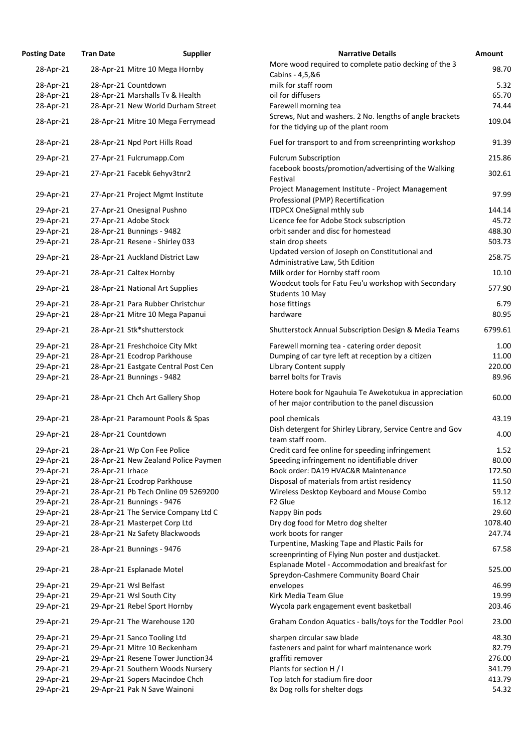| Posting Date | Tran Date | Supplier | Narrative Details | Amount |
|---|---|---|---|---|
| 28-Apr-21 | 28-Apr-21 | Mitre 10 Mega Hornby | More wood required to complete patio decking of the 3 Cabins - 4,5,&6 | 98.70 |
| 28-Apr-21 | 28-Apr-21 | Countdown | milk for staff room | 5.32 |
| 28-Apr-21 | 28-Apr-21 | Marshalls Tv & Health | oil for diffusers | 65.70 |
| 28-Apr-21 | 28-Apr-21 | New World Durham Street | Farewell morning tea | 74.44 |
| 28-Apr-21 | 28-Apr-21 | Mitre 10 Mega Ferrymead | Screws, Nut and washers. 2 No. lengths of angle brackets for the tidying up of the plant room | 109.04 |
| 28-Apr-21 | 28-Apr-21 | Npd Port Hills Road | Fuel for transport to and from screenprinting workshop | 91.39 |
| 29-Apr-21 | 27-Apr-21 | Fulcrumapp.Com | Fulcrum Subscription | 215.86 |
| 29-Apr-21 | 27-Apr-21 | Facebk 6ehyv3tnr2 | facebook boosts/promotion/advertising of the Walking Festival | 302.61 |
| 29-Apr-21 | 27-Apr-21 | Project Mgmt Institute | Project Management Institute - Project Management Professional (PMP) Recertification | 97.99 |
| 29-Apr-21 | 27-Apr-21 | Onesignal Pushno | ITDPCX OneSignal mthly sub | 144.14 |
| 29-Apr-21 | 27-Apr-21 | Adobe Stock | Licence fee for Adobe Stock subscription | 45.72 |
| 29-Apr-21 | 28-Apr-21 | Bunnings - 9482 | orbit sander and disc for homestead | 488.30 |
| 29-Apr-21 | 28-Apr-21 | Resene - Shirley 033 | stain drop sheets | 503.73 |
| 29-Apr-21 | 28-Apr-21 | Auckland District Law | Updated version of Joseph on Constitutional and Administrative Law, 5th Edition | 258.75 |
| 29-Apr-21 | 28-Apr-21 | Caltex Hornby | Milk order for Hornby staff room | 10.10 |
| 29-Apr-21 | 28-Apr-21 | National Art Supplies | Woodcut tools for Fatu Feu'u workshop with Secondary Students 10 May | 577.90 |
| 29-Apr-21 | 28-Apr-21 | Para Rubber Christchur | hose fittings | 6.79 |
| 29-Apr-21 | 28-Apr-21 | Mitre 10 Mega Papanui | hardware | 80.95 |
| 29-Apr-21 | 28-Apr-21 | Stk*shutterstock | Shutterstock Annual Subscription Design & Media Teams | 6799.61 |
| 29-Apr-21 | 28-Apr-21 | Freshchoice City Mkt | Farewell morning tea - catering order deposit | 1.00 |
| 29-Apr-21 | 28-Apr-21 | Ecodrop Parkhouse | Dumping of car tyre left at reception by a citizen | 11.00 |
| 29-Apr-21 | 28-Apr-21 | Eastgate Central Post Cen | Library Content supply | 220.00 |
| 29-Apr-21 | 28-Apr-21 | Bunnings - 9482 | barrel bolts for Travis | 89.96 |
| 29-Apr-21 | 28-Apr-21 | Chch Art Gallery Shop | Hotere book for Ngauhuia Te Awekotuku in appreciation of her major contribution to the panel discussion | 60.00 |
| 29-Apr-21 | 28-Apr-21 | Paramount Pools & Spas | pool chemicals | 43.19 |
| 29-Apr-21 | 28-Apr-21 | Countdown | Dish detergent for Shirley Library, Service Centre and Gov team staff room. | 4.00 |
| 29-Apr-21 | 28-Apr-21 | Wp Con Fee Police | Credit card fee online for speeding infringement | 1.52 |
| 29-Apr-21 | 28-Apr-21 | New Zealand Police Paymen | Speeding infringement no identifiable driver | 80.00 |
| 29-Apr-21 | 28-Apr-21 | Irhace | Book order: DA19 HVAC&R Maintenance | 172.50 |
| 29-Apr-21 | 28-Apr-21 | Ecodrop Parkhouse | Disposal of materials from artist residency | 11.50 |
| 29-Apr-21 | 28-Apr-21 | Pb Tech Online 09 5269200 | Wireless Desktop Keyboard and Mouse Combo | 59.12 |
| 29-Apr-21 | 28-Apr-21 | Bunnings - 9476 | F2 Glue | 16.12 |
| 29-Apr-21 | 28-Apr-21 | The Service Company Ltd C | Nappy Bin pods | 29.60 |
| 29-Apr-21 | 28-Apr-21 | Masterpet Corp Ltd | Dry dog food for Metro dog shelter | 1078.40 |
| 29-Apr-21 | 28-Apr-21 | Nz Safety Blackwoods | work boots for ranger | 247.74 |
| 29-Apr-21 | 28-Apr-21 | Bunnings - 9476 | Turpentine, Masking Tape and Plastic Pails for screenprinting of Flying Nun poster and dustjacket. | 67.58 |
| 29-Apr-21 | 28-Apr-21 | Esplanade Motel | Esplanade Motel - Accommodation and breakfast for Spreydon-Cashmere Community Board Chair | 525.00 |
| 29-Apr-21 | 29-Apr-21 | Wsl Belfast | envelopes | 46.99 |
| 29-Apr-21 | 29-Apr-21 | Wsl South City | Kirk Media Team Glue | 19.99 |
| 29-Apr-21 | 29-Apr-21 | Rebel Sport Hornby | Wycola park engagement event basketball | 203.46 |
| 29-Apr-21 | 29-Apr-21 | The Warehouse 120 | Graham Condon Aquatics - balls/toys for the Toddler Pool | 23.00 |
| 29-Apr-21 | 29-Apr-21 | Sanco Tooling Ltd | sharpen circular saw blade | 48.30 |
| 29-Apr-21 | 29-Apr-21 | Mitre 10 Beckenham | fasteners and paint for wharf maintenance work | 82.79 |
| 29-Apr-21 | 29-Apr-21 | Resene Tower Junction34 | graffiti remover | 276.00 |
| 29-Apr-21 | 29-Apr-21 | Southern Woods Nursery | Plants for section H / I | 341.79 |
| 29-Apr-21 | 29-Apr-21 | Sopers Macindoe Chch | Top latch for stadium fire door | 413.79 |
| 29-Apr-21 | 29-Apr-21 | Pak N Save Wainoni | 8x Dog rolls for shelter dogs | 54.32 |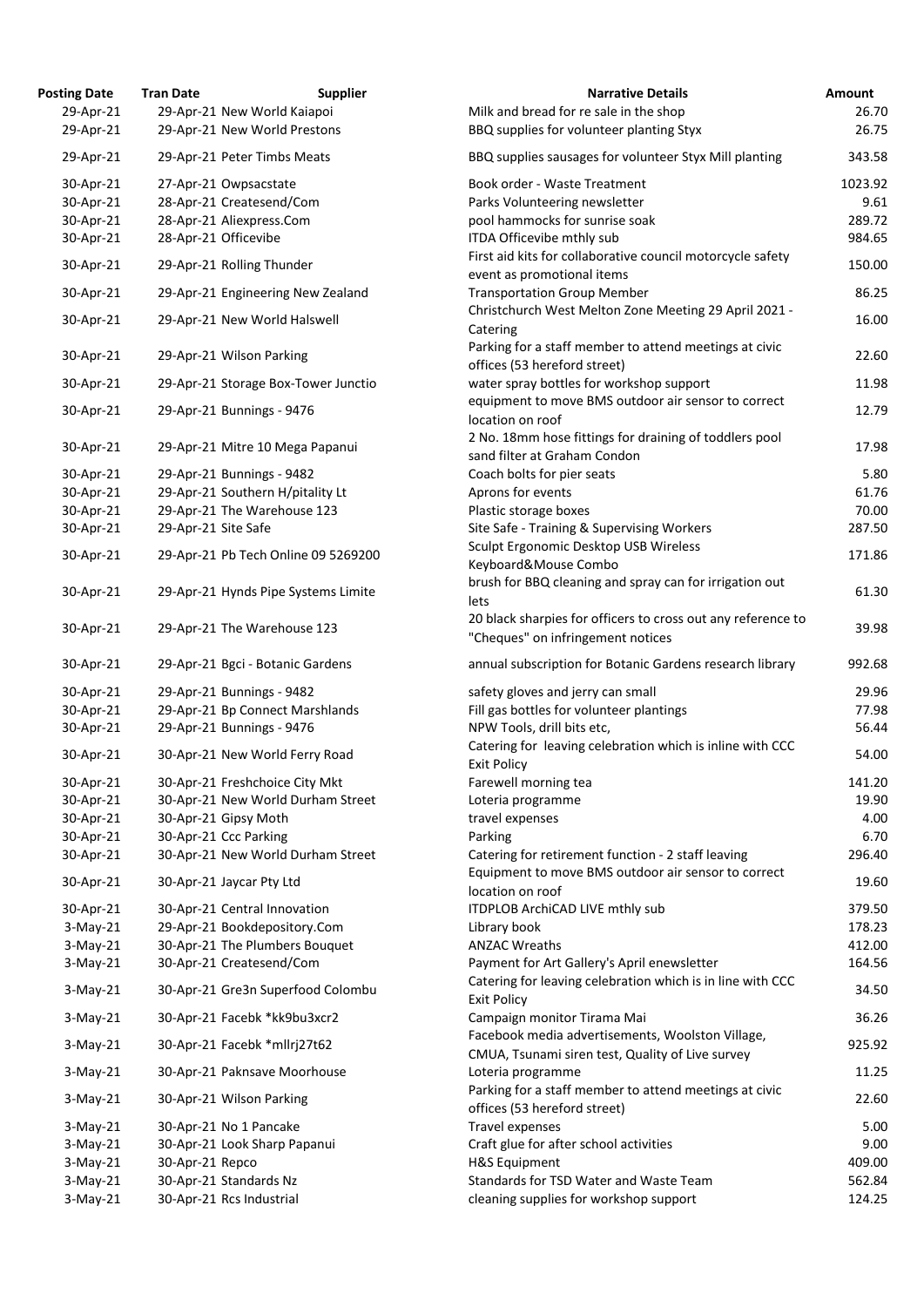| Posting Date | Tran Date | Supplier | Narrative Details | Amount |
|---|---|---|---|---|
| 29-Apr-21 | 29-Apr-21 | New World Kaiapoi | Milk and bread for re sale in the shop | 26.70 |
| 29-Apr-21 | 29-Apr-21 | New World Prestons | BBQ supplies for volunteer planting Styx | 26.75 |
| 29-Apr-21 | 29-Apr-21 | Peter Timbs Meats | BBQ supplies sausages for volunteer Styx Mill planting | 343.58 |
| 30-Apr-21 | 27-Apr-21 | Owpsacstate | Book order - Waste Treatment | 1023.92 |
| 30-Apr-21 | 28-Apr-21 | Createsend/Com | Parks Volunteering newsletter | 9.61 |
| 30-Apr-21 | 28-Apr-21 | Aliexpress.Com | pool hammocks for sunrise soak | 289.72 |
| 30-Apr-21 | 28-Apr-21 | Officevibe | ITDA Officevibe mthly sub | 984.65 |
| 30-Apr-21 | 29-Apr-21 | Rolling Thunder | First aid kits for collaborative council motorcycle safety event as promotional items | 150.00 |
| 30-Apr-21 | 29-Apr-21 | Engineering New Zealand | Transportation Group Member | 86.25 |
| 30-Apr-21 | 29-Apr-21 | New World Halswell | Christchurch West Melton Zone Meeting 29 April 2021 - Catering | 16.00 |
| 30-Apr-21 | 29-Apr-21 | Wilson Parking | Parking for a staff member to attend meetings at civic offices (53 hereford street) | 22.60 |
| 30-Apr-21 | 29-Apr-21 | Storage Box-Tower Junctio | water spray bottles for workshop support | 11.98 |
| 30-Apr-21 | 29-Apr-21 | Bunnings - 9476 | equipment to move BMS outdoor air sensor to correct location on roof | 12.79 |
| 30-Apr-21 | 29-Apr-21 | Mitre 10 Mega Papanui | 2 No. 18mm hose fittings for draining of toddlers pool sand filter at Graham Condon | 17.98 |
| 30-Apr-21 | 29-Apr-21 | Bunnings - 9482 | Coach bolts for pier seats | 5.80 |
| 30-Apr-21 | 29-Apr-21 | Southern H/pitality Lt | Aprons for events | 61.76 |
| 30-Apr-21 | 29-Apr-21 | The Warehouse 123 | Plastic storage boxes | 70.00 |
| 30-Apr-21 | 29-Apr-21 | Site Safe | Site Safe - Training & Supervising Workers | 287.50 |
| 30-Apr-21 | 29-Apr-21 | Pb Tech Online 09 5269200 | Sculpt Ergonomic Desktop USB Wireless Keyboard&Mouse Combo | 171.86 |
| 30-Apr-21 | 29-Apr-21 | Hynds Pipe Systems Limite | brush for BBQ cleaning and spray can for irrigation out lets | 61.30 |
| 30-Apr-21 | 29-Apr-21 | The Warehouse 123 | 20 black sharpies for officers to cross out any reference to "Cheques" on infringement notices | 39.98 |
| 30-Apr-21 | 29-Apr-21 | Bgci - Botanic Gardens | annual subscription for Botanic Gardens research library | 992.68 |
| 30-Apr-21 | 29-Apr-21 | Bunnings - 9482 | safety gloves and jerry can small | 29.96 |
| 30-Apr-21 | 29-Apr-21 | Bp Connect Marshlands | Fill gas bottles for volunteer plantings | 77.98 |
| 30-Apr-21 | 29-Apr-21 | Bunnings - 9476 | NPW Tools, drill bits etc, | 56.44 |
| 30-Apr-21 | 30-Apr-21 | New World Ferry Road | Catering for leaving celebration which is inline with CCC Exit Policy | 54.00 |
| 30-Apr-21 | 30-Apr-21 | Freshchoice City Mkt | Farewell morning tea | 141.20 |
| 30-Apr-21 | 30-Apr-21 | New World Durham Street | Loteria programme | 19.90 |
| 30-Apr-21 | 30-Apr-21 | Gipsy Moth | travel expenses | 4.00 |
| 30-Apr-21 | 30-Apr-21 | Ccc Parking | Parking | 6.70 |
| 30-Apr-21 | 30-Apr-21 | New World Durham Street | Catering for retirement function - 2 staff leaving | 296.40 |
| 30-Apr-21 | 30-Apr-21 | Jaycar Pty Ltd | Equipment to move BMS outdoor air sensor to correct location on roof | 19.60 |
| 30-Apr-21 | 30-Apr-21 | Central Innovation | ITDPLOB ArchiCAD LIVE mthly sub | 379.50 |
| 3-May-21 | 29-Apr-21 | Bookdepository.Com | Library book | 178.23 |
| 3-May-21 | 30-Apr-21 | The Plumbers Bouquet | ANZAC Wreaths | 412.00 |
| 3-May-21 | 30-Apr-21 | Createsend/Com | Payment for Art Gallery's April enewsletter | 164.56 |
| 3-May-21 | 30-Apr-21 | Gre3n Superfood Colombu | Catering for leaving celebration which is in line with CCC Exit Policy | 34.50 |
| 3-May-21 | 30-Apr-21 | Facebk *kk9bu3xcr2 | Campaign monitor Tirama Mai | 36.26 |
| 3-May-21 | 30-Apr-21 | Facebk *mllrj27t62 | Facebook media advertisements, Woolston Village, CMUA, Tsunami siren test, Quality of Live survey | 925.92 |
| 3-May-21 | 30-Apr-21 | Paknsave Moorhouse | Loteria programme | 11.25 |
| 3-May-21 | 30-Apr-21 | Wilson Parking | Parking for a staff member to attend meetings at civic offices (53 hereford street) | 22.60 |
| 3-May-21 | 30-Apr-21 | No 1 Pancake | Travel expenses | 5.00 |
| 3-May-21 | 30-Apr-21 | Look Sharp Papanui | Craft glue for after school activities | 9.00 |
| 3-May-21 | 30-Apr-21 | Repco | H&S Equipment | 409.00 |
| 3-May-21 | 30-Apr-21 | Standards Nz | Standards for TSD Water and Waste Team | 562.84 |
| 3-May-21 | 30-Apr-21 | Rcs Industrial | cleaning supplies for workshop support | 124.25 |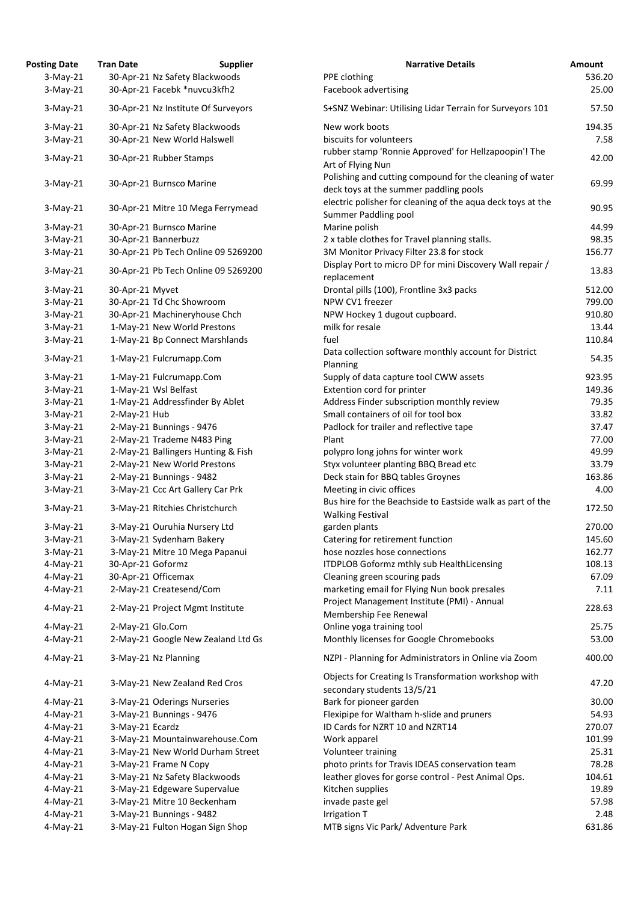| Posting Date | Tran Date | Supplier | Narrative Details | Amount |
|---|---|---|---|---|
| 3-May-21 | 30-Apr-21 | Nz Safety Blackwoods | PPE clothing | 536.20 |
| 3-May-21 | 30-Apr-21 | Facebk *nuvcu3kfh2 | Facebook advertising | 25.00 |
| 3-May-21 | 30-Apr-21 | Nz Institute Of Surveyors | S+SNZ Webinar: Utilising Lidar Terrain for Surveyors 101 | 57.50 |
| 3-May-21 | 30-Apr-21 | Nz Safety Blackwoods | New work boots | 194.35 |
| 3-May-21 | 30-Apr-21 | New World Halswell | biscuits for volunteers | 7.58 |
| 3-May-21 | 30-Apr-21 | Rubber Stamps | rubber stamp 'Ronnie Approved' for Hellzapoopin'! The Art of Flying Nun | 42.00 |
| 3-May-21 | 30-Apr-21 | Burnsco Marine | Polishing and cutting compound for the cleaning of water deck toys at the summer paddling pools | 69.99 |
| 3-May-21 | 30-Apr-21 | Mitre 10 Mega Ferrymead | electric polisher for cleaning of the aqua deck toys at the Summer Paddling pool | 90.95 |
| 3-May-21 | 30-Apr-21 | Burnsco Marine | Marine polish | 44.99 |
| 3-May-21 | 30-Apr-21 | Bannerbuzz | 2 x table clothes for Travel planning stalls. | 98.35 |
| 3-May-21 | 30-Apr-21 | Pb Tech Online 09 5269200 | 3M Monitor Privacy Filter 23.8 for stock | 156.77 |
| 3-May-21 | 30-Apr-21 | Pb Tech Online 09 5269200 | Display Port to micro DP for mini Discovery Wall repair / replacement | 13.83 |
| 3-May-21 | 30-Apr-21 | Myvet | Drontal pills (100), Frontline 3x3 packs | 512.00 |
| 3-May-21 | 30-Apr-21 | Td Chc Showroom | NPW CV1 freezer | 799.00 |
| 3-May-21 | 30-Apr-21 | Machineryhouse Chch | NPW Hockey 1 dugout cupboard. | 910.80 |
| 3-May-21 | 1-May-21 | New World Prestons | milk for resale | 13.44 |
| 3-May-21 | 1-May-21 | Bp Connect Marshlands | fuel | 110.84 |
| 3-May-21 | 1-May-21 | Fulcrumapp.Com | Data collection software monthly account for District Planning | 54.35 |
| 3-May-21 | 1-May-21 | Fulcrumapp.Com | Supply of data capture tool CWW assets | 923.95 |
| 3-May-21 | 1-May-21 | Wsl Belfast | Extention cord for printer | 149.36 |
| 3-May-21 | 1-May-21 | Addressfinder By Ablet | Address Finder subscription monthly review | 79.35 |
| 3-May-21 | 2-May-21 | Hub | Small containers of oil for tool box | 33.82 |
| 3-May-21 | 2-May-21 | Bunnings - 9476 | Padlock for trailer and reflective tape | 37.47 |
| 3-May-21 | 2-May-21 | Trademe N483 Ping | Plant | 77.00 |
| 3-May-21 | 2-May-21 | Ballingers Hunting & Fish | polypro long johns for winter work | 49.99 |
| 3-May-21 | 2-May-21 | New World Prestons | Styx volunteer planting BBQ Bread etc | 33.79 |
| 3-May-21 | 2-May-21 | Bunnings - 9482 | Deck stain for BBQ tables Groynes | 163.86 |
| 3-May-21 | 3-May-21 | Ccc Art Gallery Car Prk | Meeting in civic offices | 4.00 |
| 3-May-21 | 3-May-21 | Ritchies Christchurch | Bus hire for the Beachside to Eastside walk as part of the Walking Festival | 172.50 |
| 3-May-21 | 3-May-21 | Ouruhia Nursery Ltd | garden plants | 270.00 |
| 3-May-21 | 3-May-21 | Sydenham Bakery | Catering for retirement function | 145.60 |
| 3-May-21 | 3-May-21 | Mitre 10 Mega Papanui | hose nozzles hose connections | 162.77 |
| 4-May-21 | 30-Apr-21 | Goformz | ITDPLOB Goformz mthly sub HealthLicensing | 108.13 |
| 4-May-21 | 30-Apr-21 | Officemax | Cleaning green scouring pads | 67.09 |
| 4-May-21 | 2-May-21 | Createsend/Com | marketing email for Flying Nun book presales | 7.11 |
| 4-May-21 | 2-May-21 | Project Mgmt Institute | Project Management Institute (PMI) - Annual Membership Fee Renewal | 228.63 |
| 4-May-21 | 2-May-21 | Glo.Com | Online yoga training tool | 25.75 |
| 4-May-21 | 2-May-21 | Google New Zealand Ltd Gs | Monthly licenses for Google Chromebooks | 53.00 |
| 4-May-21 | 3-May-21 | Nz Planning | NZPI - Planning for Administrators in Online via Zoom | 400.00 |
| 4-May-21 | 3-May-21 | New Zealand Red Cros | Objects for Creating Is Transformation workshop with secondary students 13/5/21 | 47.20 |
| 4-May-21 | 3-May-21 | Oderings Nurseries | Bark for pioneer garden | 30.00 |
| 4-May-21 | 3-May-21 | Bunnings - 9476 | Flexipipe for Waltham h-slide and pruners | 54.93 |
| 4-May-21 | 3-May-21 | Ecardz | ID Cards for NZRT 10 and NZRT14 | 270.07 |
| 4-May-21 | 3-May-21 | Mountainwarehouse.Com | Work apparel | 101.99 |
| 4-May-21 | 3-May-21 | New World Durham Street | Volunteer training | 25.31 |
| 4-May-21 | 3-May-21 | Frame N Copy | photo prints for Travis IDEAS conservation team | 78.28 |
| 4-May-21 | 3-May-21 | Nz Safety Blackwoods | leather gloves for gorse control - Pest Animal Ops. | 104.61 |
| 4-May-21 | 3-May-21 | Edgeware Supervalue | Kitchen supplies | 19.89 |
| 4-May-21 | 3-May-21 | Mitre 10 Beckenham | invade paste gel | 57.98 |
| 4-May-21 | 3-May-21 | Bunnings - 9482 | Irrigation T | 2.48 |
| 4-May-21 | 3-May-21 | Fulton Hogan Sign Shop | MTB signs Vic Park/ Adventure Park | 631.86 |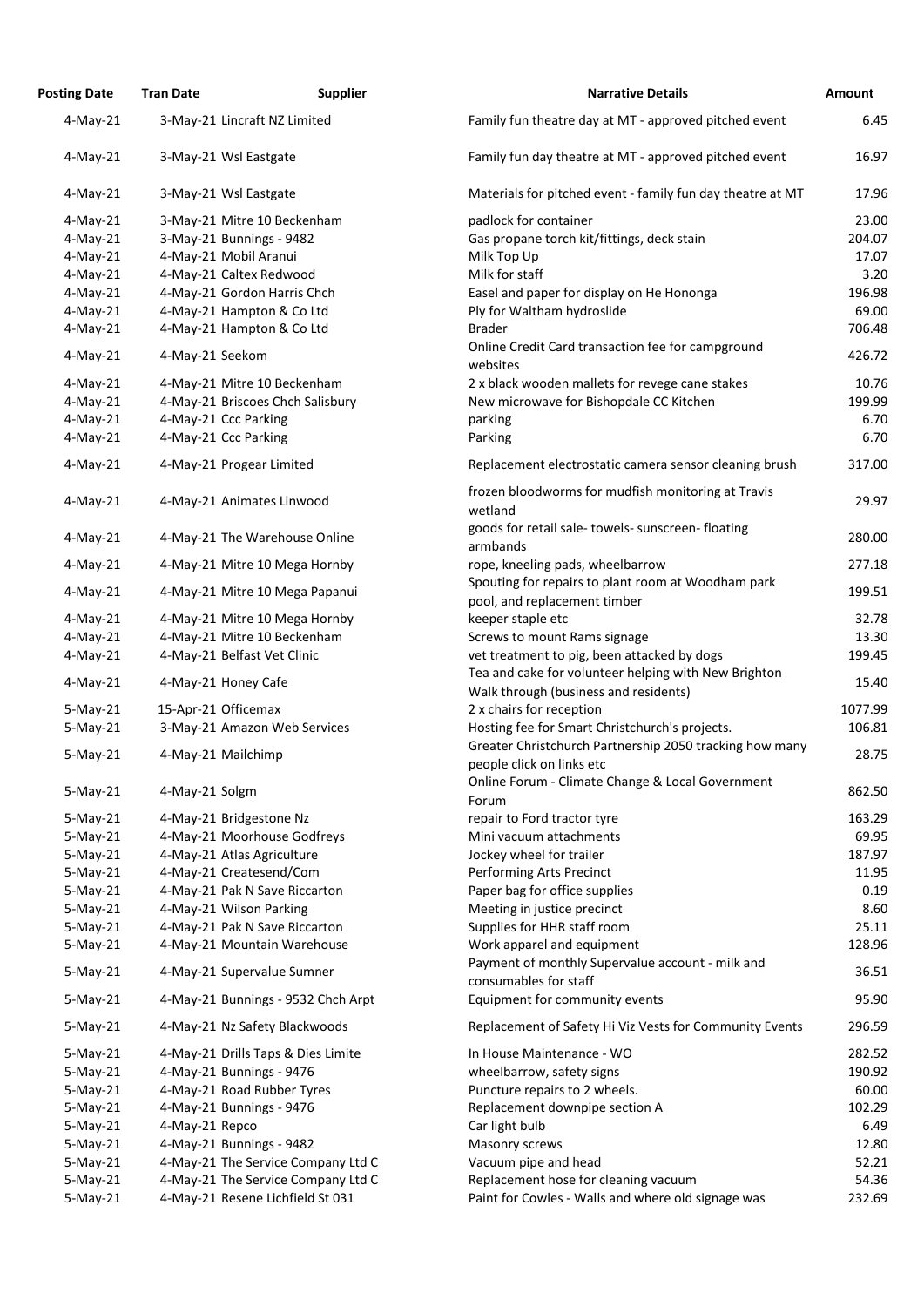| Posting Date | Tran Date | Supplier | Narrative Details | Amount |
|---|---|---|---|---|
| 4-May-21 | 3-May-21 | Lincraft NZ Limited | Family fun theatre day at MT - approved pitched event | 6.45 |
| 4-May-21 | 3-May-21 | Wsl Eastgate | Family fun day theatre at MT - approved pitched event | 16.97 |
| 4-May-21 | 3-May-21 | Wsl Eastgate | Materials for pitched event - family fun day theatre at MT | 17.96 |
| 4-May-21 | 3-May-21 | Mitre 10 Beckenham | padlock for container | 23.00 |
| 4-May-21 | 3-May-21 | Bunnings - 9482 | Gas propane torch kit/fittings, deck stain | 204.07 |
| 4-May-21 | 4-May-21 | Mobil Aranui | Milk Top Up | 17.07 |
| 4-May-21 | 4-May-21 | Caltex Redwood | Milk for staff | 3.20 |
| 4-May-21 | 4-May-21 | Gordon Harris Chch | Easel and paper for display on He Hononga | 196.98 |
| 4-May-21 | 4-May-21 | Hampton & Co Ltd | Ply for Waltham hydroslide | 69.00 |
| 4-May-21 | 4-May-21 | Hampton & Co Ltd | Brader | 706.48 |
| 4-May-21 | 4-May-21 | Seekom | Online Credit Card transaction fee for campground websites | 426.72 |
| 4-May-21 | 4-May-21 | Mitre 10 Beckenham | 2 x black wooden mallets for revege cane stakes | 10.76 |
| 4-May-21 | 4-May-21 | Briscoes Chch Salisbury | New microwave for Bishopdale CC Kitchen | 199.99 |
| 4-May-21 | 4-May-21 | Ccc Parking | parking | 6.70 |
| 4-May-21 | 4-May-21 | Ccc Parking | Parking | 6.70 |
| 4-May-21 | 4-May-21 | Progear Limited | Replacement electrostatic camera sensor cleaning brush | 317.00 |
| 4-May-21 | 4-May-21 | Animates Linwood | frozen bloodworms for mudfish monitoring at Travis wetland | 29.97 |
| 4-May-21 | 4-May-21 | The Warehouse Online | goods for retail sale- towels- sunscreen- floating armbands | 280.00 |
| 4-May-21 | 4-May-21 | Mitre 10 Mega Hornby | rope, kneeling pads, wheelbarrow | 277.18 |
| 4-May-21 | 4-May-21 | Mitre 10 Mega Papanui | Spouting for repairs to plant room at Woodham park pool, and replacement timber | 199.51 |
| 4-May-21 | 4-May-21 | Mitre 10 Mega Hornby | keeper staple etc | 32.78 |
| 4-May-21 | 4-May-21 | Mitre 10 Beckenham | Screws to mount Rams signage | 13.30 |
| 4-May-21 | 4-May-21 | Belfast Vet Clinic | vet treatment to pig, been attacked by dogs | 199.45 |
| 4-May-21 | 4-May-21 | Honey Cafe | Tea and cake for volunteer helping with New Brighton Walk through (business and residents) | 15.40 |
| 5-May-21 | 15-Apr-21 | Officemax | 2 x chairs for reception | 1077.99 |
| 5-May-21 | 3-May-21 | Amazon Web Services | Hosting fee for Smart Christchurch's projects. | 106.81 |
| 5-May-21 | 4-May-21 | Mailchimp | Greater Christchurch Partnership 2050 tracking how many people click on links etc | 28.75 |
| 5-May-21 | 4-May-21 | Solgm | Online Forum - Climate Change & Local Government Forum | 862.50 |
| 5-May-21 | 4-May-21 | Bridgestone Nz | repair to Ford tractor tyre | 163.29 |
| 5-May-21 | 4-May-21 | Moorhouse Godfreys | Mini vacuum attachments | 69.95 |
| 5-May-21 | 4-May-21 | Atlas Agriculture | Jockey wheel for trailer | 187.97 |
| 5-May-21 | 4-May-21 | Createsend/Com | Performing Arts Precinct | 11.95 |
| 5-May-21 | 4-May-21 | Pak N Save Riccarton | Paper bag for office supplies | 0.19 |
| 5-May-21 | 4-May-21 | Wilson Parking | Meeting in justice precinct | 8.60 |
| 5-May-21 | 4-May-21 | Pak N Save Riccarton | Supplies for HHR staff room | 25.11 |
| 5-May-21 | 4-May-21 | Mountain Warehouse | Work apparel and equipment | 128.96 |
| 5-May-21 | 4-May-21 | Supervalue Sumner | Payment of monthly Supervalue account - milk and consumables for staff | 36.51 |
| 5-May-21 | 4-May-21 | Bunnings - 9532 Chch Arpt | Equipment for community events | 95.90 |
| 5-May-21 | 4-May-21 | Nz Safety Blackwoods | Replacement of Safety Hi Viz Vests for Community Events | 296.59 |
| 5-May-21 | 4-May-21 | Drills Taps & Dies Limite | In House Maintenance - WO | 282.52 |
| 5-May-21 | 4-May-21 | Bunnings - 9476 | wheelbarrow, safety signs | 190.92 |
| 5-May-21 | 4-May-21 | Road Rubber Tyres | Puncture repairs to 2 wheels. | 60.00 |
| 5-May-21 | 4-May-21 | Bunnings - 9476 | Replacement downpipe section A | 102.29 |
| 5-May-21 | 4-May-21 | Repco | Car light bulb | 6.49 |
| 5-May-21 | 4-May-21 | Bunnings - 9482 | Masonry screws | 12.80 |
| 5-May-21 | 4-May-21 | The Service Company Ltd C | Vacuum pipe and head | 52.21 |
| 5-May-21 | 4-May-21 | The Service Company Ltd C | Replacement hose for cleaning vacuum | 54.36 |
| 5-May-21 | 4-May-21 | Resene Lichfield St 031 | Paint for Cowles - Walls and where old signage was | 232.69 |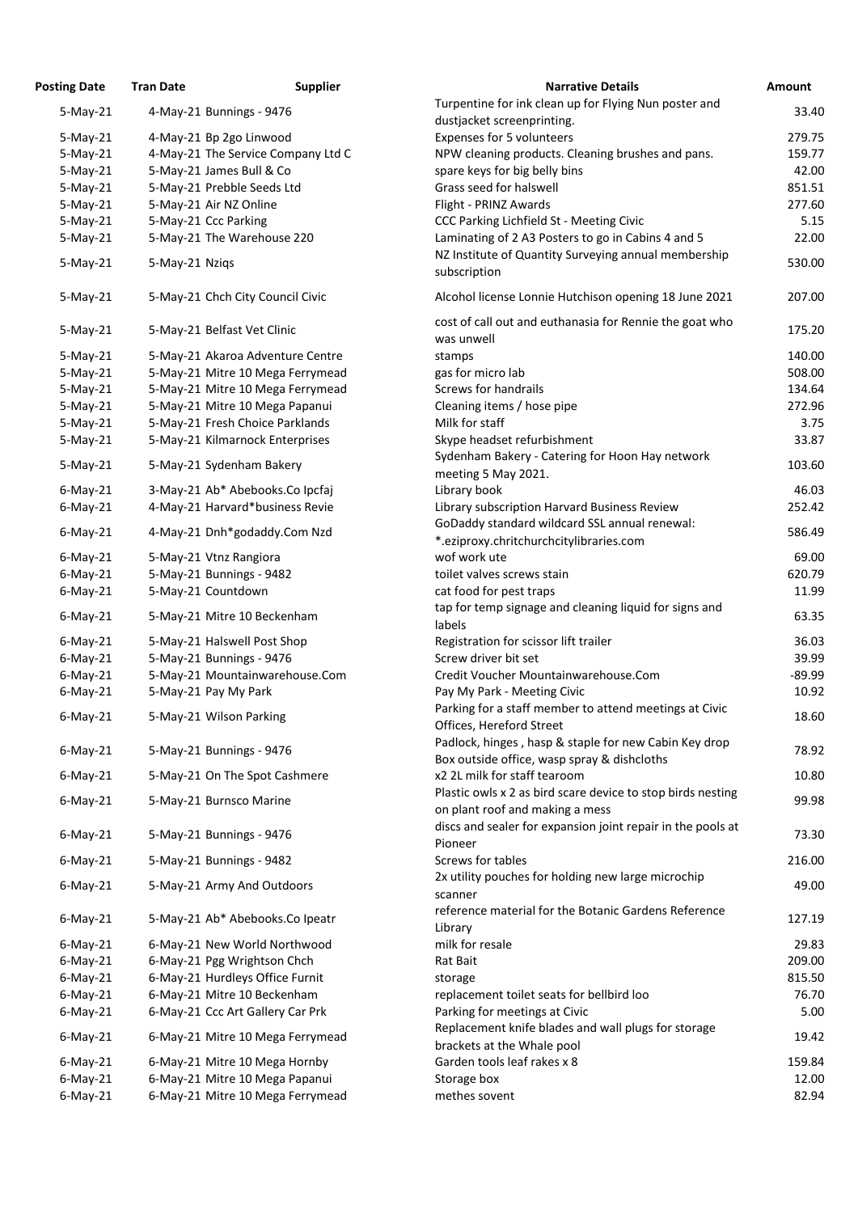| Posting Date | Tran Date | Supplier | Narrative Details | Amount |
|---|---|---|---|---|
| 5-May-21 | 4-May-21 | Bunnings - 9476 | Turpentine for ink clean up for Flying Nun poster and dustjacket screenprinting. | 33.40 |
| 5-May-21 | 4-May-21 | Bp 2go Linwood | Expenses for 5 volunteers | 279.75 |
| 5-May-21 | 4-May-21 | The Service Company Ltd C | NPW cleaning products. Cleaning brushes and pans. | 159.77 |
| 5-May-21 | 5-May-21 | James Bull & Co | spare keys for big belly bins | 42.00 |
| 5-May-21 | 5-May-21 | Prebble Seeds Ltd | Grass seed for halswell | 851.51 |
| 5-May-21 | 5-May-21 | Air NZ Online | Flight - PRINZ Awards | 277.60 |
| 5-May-21 | 5-May-21 | Ccc Parking | CCC Parking Lichfield St - Meeting Civic | 5.15 |
| 5-May-21 | 5-May-21 | The Warehouse 220 | Laminating of 2 A3 Posters to go in Cabins 4 and 5 | 22.00 |
| 5-May-21 | 5-May-21 | Nziqs | NZ Institute of Quantity Surveying annual membership subscription | 530.00 |
| 5-May-21 | 5-May-21 | Chch City Council Civic | Alcohol license Lonnie Hutchison opening 18 June 2021 | 207.00 |
| 5-May-21 | 5-May-21 | Belfast Vet Clinic | cost of call out and euthanasia for Rennie the goat who was unwell | 175.20 |
| 5-May-21 | 5-May-21 | Akaroa Adventure Centre | stamps | 140.00 |
| 5-May-21 | 5-May-21 | Mitre 10 Mega Ferrymead | gas for micro lab | 508.00 |
| 5-May-21 | 5-May-21 | Mitre 10 Mega Ferrymead | Screws for handrails | 134.64 |
| 5-May-21 | 5-May-21 | Mitre 10 Mega Papanui | Cleaning items / hose pipe | 272.96 |
| 5-May-21 | 5-May-21 | Fresh Choice Parklands | Milk for staff | 3.75 |
| 5-May-21 | 5-May-21 | Kilmarnock Enterprises | Skype headset refurbishment | 33.87 |
| 5-May-21 | 5-May-21 | Sydenham Bakery | Sydenham Bakery - Catering for Hoon Hay network meeting 5 May 2021. | 103.60 |
| 6-May-21 | 3-May-21 | Ab* Abebooks.Co Ipcfaj | Library book | 46.03 |
| 6-May-21 | 4-May-21 | Harvard*business Revie | Library subscription Harvard Business Review | 252.42 |
| 6-May-21 | 4-May-21 | Dnh*godaddy.Com Nzd | GoDaddy standard wildcard SSL annual renewal: *.eziproxy.chritchurchcitylibraries.com | 586.49 |
| 6-May-21 | 5-May-21 | Vtnz Rangiora | wof work ute | 69.00 |
| 6-May-21 | 5-May-21 | Bunnings - 9482 | toilet valves screws stain | 620.79 |
| 6-May-21 | 5-May-21 | Countdown | cat food for pest traps | 11.99 |
| 6-May-21 | 5-May-21 | Mitre 10 Beckenham | tap for temp signage and cleaning liquid for signs and labels | 63.35 |
| 6-May-21 | 5-May-21 | Halswell Post Shop | Registration for scissor lift trailer | 36.03 |
| 6-May-21 | 5-May-21 | Bunnings - 9476 | Screw driver bit set | 39.99 |
| 6-May-21 | 5-May-21 | Mountainwarehouse.Com | Credit Voucher Mountainwarehouse.Com | -89.99 |
| 6-May-21 | 5-May-21 | Pay My Park | Pay My Park - Meeting Civic | 10.92 |
| 6-May-21 | 5-May-21 | Wilson Parking | Parking for a staff member to attend meetings at Civic Offices, Hereford Street | 18.60 |
| 6-May-21 | 5-May-21 | Bunnings - 9476 | Padlock, hinges , hasp & staple for new Cabin Key drop Box outside office, wasp spray & dishcloths | 78.92 |
| 6-May-21 | 5-May-21 | On The Spot Cashmere | x2 2L milk for staff tearoom | 10.80 |
| 6-May-21 | 5-May-21 | Burnsco Marine | Plastic owls x 2 as bird scare device to stop birds nesting on plant roof and making a mess | 99.98 |
| 6-May-21 | 5-May-21 | Bunnings - 9476 | discs and sealer for expansion joint repair in the pools at Pioneer | 73.30 |
| 6-May-21 | 5-May-21 | Bunnings - 9482 | Screws for tables | 216.00 |
| 6-May-21 | 5-May-21 | Army And Outdoors | 2x utility pouches for holding new large microchip scanner | 49.00 |
| 6-May-21 | 5-May-21 | Ab* Abebooks.Co Ipeatr | reference material for the Botanic Gardens Reference Library | 127.19 |
| 6-May-21 | 6-May-21 | New World Northwood | milk for resale | 29.83 |
| 6-May-21 | 6-May-21 | Pgg Wrightson Chch | Rat Bait | 209.00 |
| 6-May-21 | 6-May-21 | Hurdleys Office Furnit | storage | 815.50 |
| 6-May-21 | 6-May-21 | Mitre 10 Beckenham | replacement toilet seats for bellbird loo | 76.70 |
| 6-May-21 | 6-May-21 | Ccc Art Gallery Car Prk | Parking for meetings at Civic | 5.00 |
| 6-May-21 | 6-May-21 | Mitre 10 Mega Ferrymead | Replacement knife blades and wall plugs for storage brackets at the Whale pool | 19.42 |
| 6-May-21 | 6-May-21 | Mitre 10 Mega Hornby | Garden tools leaf rakes x 8 | 159.84 |
| 6-May-21 | 6-May-21 | Mitre 10 Mega Papanui | Storage box | 12.00 |
| 6-May-21 | 6-May-21 | Mitre 10 Mega Ferrymead | methes sovent | 82.94 |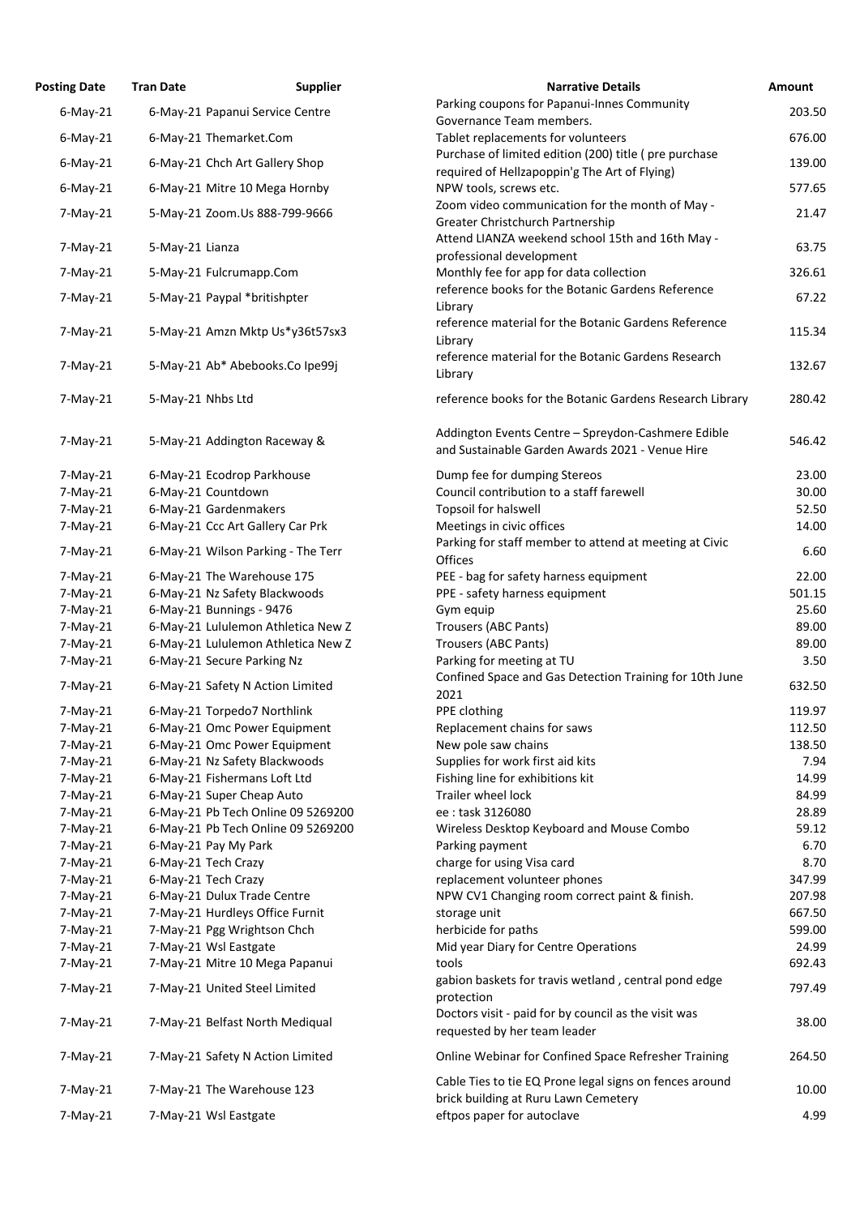| Posting Date | Tran Date | Supplier | Narrative Details | Amount |
|---|---|---|---|---|
| 6-May-21 | 6-May-21 | Papanui Service Centre | Parking coupons for Papanui-Innes Community Governance Team members. | 203.50 |
| 6-May-21 | 6-May-21 | Themarket.Com | Tablet replacements for volunteers | 676.00 |
| 6-May-21 | 6-May-21 | Chch Art Gallery Shop | Purchase of limited edition (200) title ( pre purchase required of Hellzapoppin'g The Art of Flying) | 139.00 |
| 6-May-21 | 6-May-21 | Mitre 10 Mega Hornby | NPW tools, screws etc. | 577.65 |
| 7-May-21 | 5-May-21 | Zoom.Us 888-799-9666 | Zoom video communication for the month of May - Greater Christchurch Partnership | 21.47 |
| 7-May-21 | 5-May-21 | Lianza | Attend LIANZA weekend school 15th and 16th May - professional development | 63.75 |
| 7-May-21 | 5-May-21 | Fulcrumapp.Com | Monthly fee for app for data collection | 326.61 |
| 7-May-21 | 5-May-21 | Paypal *britishpter | reference books for the Botanic Gardens Reference Library | 67.22 |
| 7-May-21 | 5-May-21 | Amzn Mktp Us*y36t57sx3 | reference material for the Botanic Gardens Reference Library | 115.34 |
| 7-May-21 | 5-May-21 | Ab* Abebooks.Co Ipe99j | reference material for the Botanic Gardens Research Library | 132.67 |
| 7-May-21 | 5-May-21 | Nhbs Ltd | reference books for the Botanic Gardens Research Library | 280.42 |
| 7-May-21 | 5-May-21 | Addington Raceway & | Addington Events Centre – Spreydon-Cashmere Edible and Sustainable Garden Awards 2021 - Venue Hire | 546.42 |
| 7-May-21 | 6-May-21 | Ecodrop Parkhouse | Dump fee for dumping Stereos | 23.00 |
| 7-May-21 | 6-May-21 | Countdown | Council contribution to a staff farewell | 30.00 |
| 7-May-21 | 6-May-21 | Gardenmakers | Topsoil for halswell | 52.50 |
| 7-May-21 | 6-May-21 | Ccc Art Gallery Car Prk | Meetings in civic offices | 14.00 |
| 7-May-21 | 6-May-21 | Wilson Parking - The Terr | Parking for staff member to attend at meeting at Civic Offices | 6.60 |
| 7-May-21 | 6-May-21 | The Warehouse 175 | PEE - bag for safety harness equipment | 22.00 |
| 7-May-21 | 6-May-21 | Nz Safety Blackwoods | PPE - safety harness equipment | 501.15 |
| 7-May-21 | 6-May-21 | Bunnings - 9476 | Gym equip | 25.60 |
| 7-May-21 | 6-May-21 | Lululemon Athletica New Z | Trousers (ABC Pants) | 89.00 |
| 7-May-21 | 6-May-21 | Lululemon Athletica New Z | Trousers (ABC Pants) | 89.00 |
| 7-May-21 | 6-May-21 | Secure Parking Nz | Parking for meeting at TU | 3.50 |
| 7-May-21 | 6-May-21 | Safety N Action Limited | Confined Space and Gas Detection Training for 10th June 2021 | 632.50 |
| 7-May-21 | 6-May-21 | Torpedo7 Northlink | PPE clothing | 119.97 |
| 7-May-21 | 6-May-21 | Omc Power Equipment | Replacement chains for saws | 112.50 |
| 7-May-21 | 6-May-21 | Omc Power Equipment | New pole saw chains | 138.50 |
| 7-May-21 | 6-May-21 | Nz Safety Blackwoods | Supplies for work first aid kits | 7.94 |
| 7-May-21 | 6-May-21 | Fishermans Loft Ltd | Fishing line for exhibitions kit | 14.99 |
| 7-May-21 | 6-May-21 | Super Cheap Auto | Trailer wheel lock | 84.99 |
| 7-May-21 | 6-May-21 | Pb Tech Online 09 5269200 | ee : task 3126080 | 28.89 |
| 7-May-21 | 6-May-21 | Pb Tech Online 09 5269200 | Wireless Desktop Keyboard and Mouse Combo | 59.12 |
| 7-May-21 | 6-May-21 | Pay My Park | Parking payment | 6.70 |
| 7-May-21 | 6-May-21 | Tech Crazy | charge for using Visa card | 8.70 |
| 7-May-21 | 6-May-21 | Tech Crazy | replacement volunteer phones | 347.99 |
| 7-May-21 | 6-May-21 | Dulux Trade Centre | NPW CV1 Changing room correct paint & finish. | 207.98 |
| 7-May-21 | 7-May-21 | Hurdleys Office Furnit | storage unit | 667.50 |
| 7-May-21 | 7-May-21 | Pgg Wrightson Chch | herbicide for paths | 599.00 |
| 7-May-21 | 7-May-21 | Wsl Eastgate | Mid year Diary for Centre Operations | 24.99 |
| 7-May-21 | 7-May-21 | Mitre 10 Mega Papanui | tools | 692.43 |
| 7-May-21 | 7-May-21 | United Steel Limited | gabion baskets for travis wetland , central pond edge protection | 797.49 |
| 7-May-21 | 7-May-21 | Belfast North Mediqual | Doctors visit - paid for by council as the visit was requested by her team leader | 38.00 |
| 7-May-21 | 7-May-21 | Safety N Action Limited | Online Webinar for Confined Space Refresher Training | 264.50 |
| 7-May-21 | 7-May-21 | The Warehouse 123 | Cable Ties to tie EQ Prone legal signs on fences around brick building at Ruru Lawn Cemetery | 10.00 |
| 7-May-21 | 7-May-21 | Wsl Eastgate | eftpos paper for autoclave | 4.99 |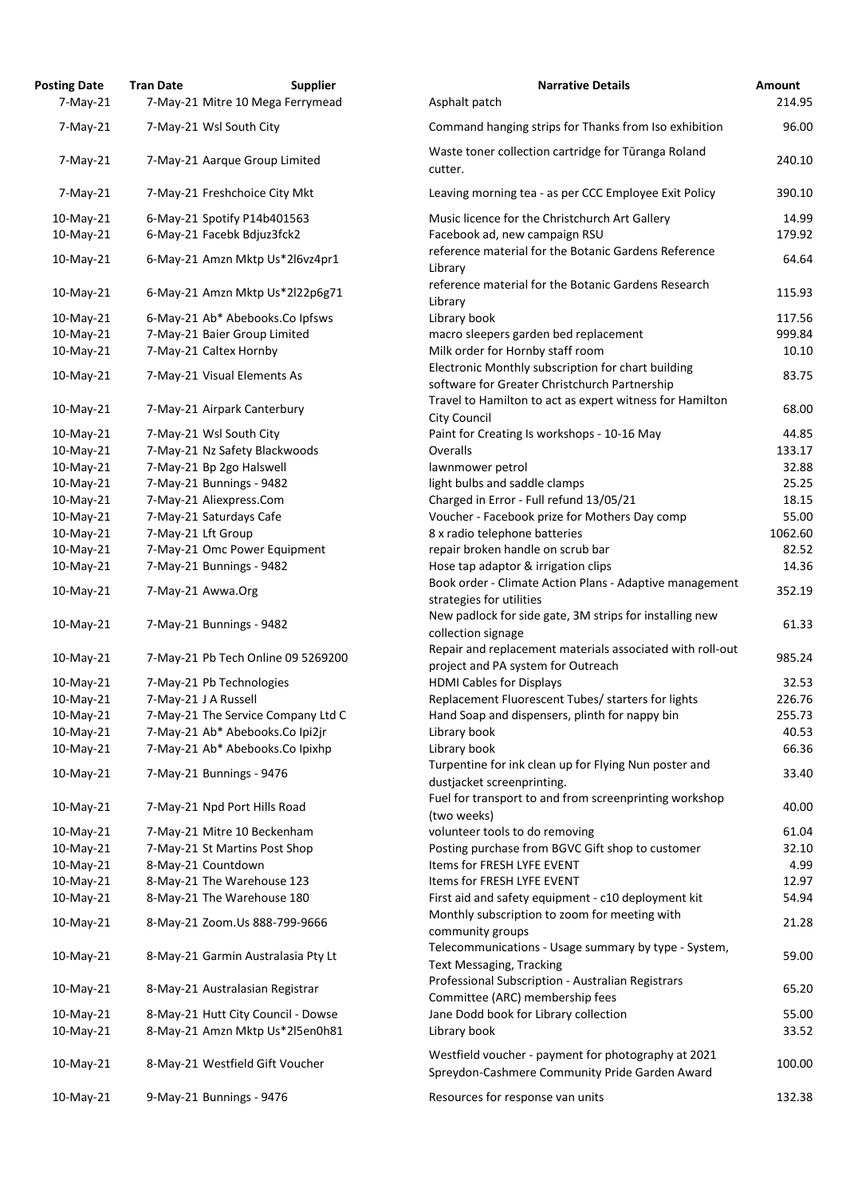| Posting Date | Tran Date | Supplier | Narrative Details | Amount |
|---|---|---|---|---|
| 7-May-21 | 7-May-21 | Mitre 10 Mega Ferrymead | Asphalt patch | 214.95 |
| 7-May-21 | 7-May-21 | Wsl South City | Command hanging strips for Thanks from Iso exhibition | 96.00 |
| 7-May-21 | 7-May-21 | Aarque Group Limited | Waste toner collection cartridge for Tūranga Roland cutter. | 240.10 |
| 7-May-21 | 7-May-21 | Freshchoice City Mkt | Leaving morning tea - as per CCC Employee Exit Policy | 390.10 |
| 10-May-21 | 6-May-21 | Spotify P14b401563 | Music licence for the Christchurch Art Gallery | 14.99 |
| 10-May-21 | 6-May-21 | Facebk Bdjuz3fck2 | Facebook ad, new campaign RSU | 179.92 |
| 10-May-21 | 6-May-21 | Amzn Mktp Us*2l6vz4pr1 | reference material for the Botanic Gardens Reference Library | 64.64 |
| 10-May-21 | 6-May-21 | Amzn Mktp Us*2l22p6g71 | reference material for the Botanic Gardens Research Library | 115.93 |
| 10-May-21 | 6-May-21 | Ab* Abebooks.Co Ipfsws | Library book | 117.56 |
| 10-May-21 | 7-May-21 | Baier Group Limited | macro sleepers garden bed replacement | 999.84 |
| 10-May-21 | 7-May-21 | Caltex Hornby | Milk order for Hornby staff room | 10.10 |
| 10-May-21 | 7-May-21 | Visual Elements As | Electronic Monthly subscription for chart building software for Greater Christchurch Partnership | 83.75 |
| 10-May-21 | 7-May-21 | Airpark Canterbury | Travel to Hamilton to act as expert witness for Hamilton City Council | 68.00 |
| 10-May-21 | 7-May-21 | Wsl South City | Paint for Creating Is workshops - 10-16 May | 44.85 |
| 10-May-21 | 7-May-21 | Nz Safety Blackwoods | Overalls | 133.17 |
| 10-May-21 | 7-May-21 | Bp 2go Halswell | lawnmower petrol | 32.88 |
| 10-May-21 | 7-May-21 | Bunnings - 9482 | light bulbs and saddle clamps | 25.25 |
| 10-May-21 | 7-May-21 | Aliexpress.Com | Charged in Error - Full refund 13/05/21 | 18.15 |
| 10-May-21 | 7-May-21 | Saturdays Cafe | Voucher - Facebook prize for Mothers Day comp | 55.00 |
| 10-May-21 | 7-May-21 | Lft Group | 8 x radio telephone batteries | 1062.60 |
| 10-May-21 | 7-May-21 | Omc Power Equipment | repair broken handle on scrub bar | 82.52 |
| 10-May-21 | 7-May-21 | Bunnings - 9482 | Hose tap adaptor & irrigation clips | 14.36 |
| 10-May-21 | 7-May-21 | Awwa.Org | Book order - Climate Action Plans - Adaptive management strategies for utilities | 352.19 |
| 10-May-21 | 7-May-21 | Bunnings - 9482 | New padlock for side gate, 3M strips for installing new collection signage | 61.33 |
| 10-May-21 | 7-May-21 | Pb Tech Online 09 5269200 | Repair and replacement materials associated with roll-out project and PA system for Outreach | 985.24 |
| 10-May-21 | 7-May-21 | Pb Technologies | HDMI Cables for Displays | 32.53 |
| 10-May-21 | 7-May-21 | J A Russell | Replacement Fluorescent Tubes/ starters for lights | 226.76 |
| 10-May-21 | 7-May-21 | The Service Company Ltd C | Hand Soap and dispensers, plinth for nappy bin | 255.73 |
| 10-May-21 | 7-May-21 | Ab* Abebooks.Co Ipi2jr | Library book | 40.53 |
| 10-May-21 | 7-May-21 | Ab* Abebooks.Co Ipixhp | Library book | 66.36 |
| 10-May-21 | 7-May-21 | Bunnings - 9476 | Turpentine for ink clean up for Flying Nun poster and dustjacket screenprinting. | 33.40 |
| 10-May-21 | 7-May-21 | Npd Port Hills Road | Fuel for transport to and from screenprinting workshop (two weeks) | 40.00 |
| 10-May-21 | 7-May-21 | Mitre 10 Beckenham | volunteer tools to do removing | 61.04 |
| 10-May-21 | 7-May-21 | St Martins Post Shop | Posting purchase from BGVC Gift shop to customer | 32.10 |
| 10-May-21 | 8-May-21 | Countdown | Items for FRESH LYFE EVENT | 4.99 |
| 10-May-21 | 8-May-21 | The Warehouse 123 | Items for FRESH LYFE EVENT | 12.97 |
| 10-May-21 | 8-May-21 | The Warehouse 180 | First aid and safety equipment - c10 deployment kit | 54.94 |
| 10-May-21 | 8-May-21 | Zoom.Us 888-799-9666 | Monthly subscription to zoom for meeting with community groups | 21.28 |
| 10-May-21 | 8-May-21 | Garmin Australasia Pty Lt | Telecommunications - Usage summary by type - System, Text Messaging, Tracking | 59.00 |
| 10-May-21 | 8-May-21 | Australasian Registrar | Professional Subscription - Australian Registrars Committee (ARC) membership fees | 65.20 |
| 10-May-21 | 8-May-21 | Hutt City Council - Dowse | Jane Dodd book for Library collection | 55.00 |
| 10-May-21 | 8-May-21 | Amzn Mktp Us*2l5en0h81 | Library book | 33.52 |
| 10-May-21 | 8-May-21 | Westfield Gift Voucher | Westfield voucher - payment for photography at 2021 Spreydon-Cashmere Community Pride Garden Award | 100.00 |
| 10-May-21 | 9-May-21 | Bunnings - 9476 | Resources for response van units | 132.38 |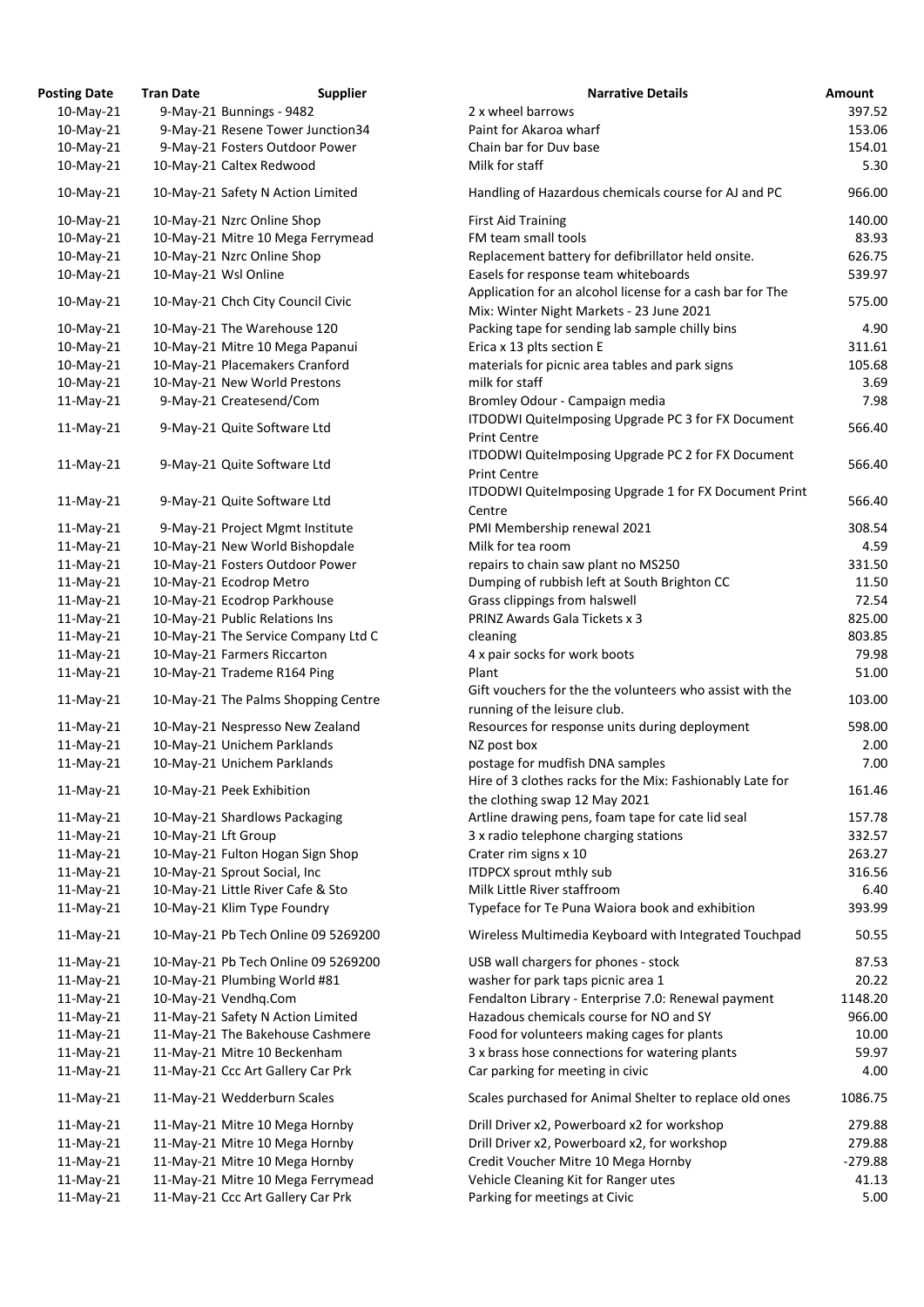| Posting Date | Tran Date | Supplier | Narrative Details | Amount |
|---|---|---|---|---|
| 10-May-21 | 9-May-21 | Bunnings - 9482 | 2 x wheel barrows | 397.52 |
| 10-May-21 | 9-May-21 | Resene Tower Junction34 | Paint for Akaroa wharf | 153.06 |
| 10-May-21 | 9-May-21 | Fosters Outdoor Power | Chain bar for Duv base | 154.01 |
| 10-May-21 | 10-May-21 | Caltex Redwood | Milk for staff | 5.30 |
| 10-May-21 | 10-May-21 | Safety N Action Limited | Handling of Hazardous chemicals course for AJ and PC | 966.00 |
| 10-May-21 | 10-May-21 | Nzrc Online Shop | First Aid Training | 140.00 |
| 10-May-21 | 10-May-21 | Mitre 10 Mega Ferrymead | FM team small tools | 83.93 |
| 10-May-21 | 10-May-21 | Nzrc Online Shop | Replacement battery for defibrillator held onsite. | 626.75 |
| 10-May-21 | 10-May-21 | Wsl Online | Easels for response team whiteboards | 539.97 |
| 10-May-21 | 10-May-21 | Chch City Council Civic | Application for an alcohol license for a cash bar for The Mix: Winter Night Markets - 23 June 2021 | 575.00 |
| 10-May-21 | 10-May-21 | The Warehouse 120 | Packing tape for sending lab sample chilly bins | 4.90 |
| 10-May-21 | 10-May-21 | Mitre 10 Mega Papanui | Erica x 13 plts section E | 311.61 |
| 10-May-21 | 10-May-21 | Placemakers Cranford | materials for picnic area tables and park signs | 105.68 |
| 10-May-21 | 10-May-21 | New World Prestons | milk for staff | 3.69 |
| 11-May-21 | 9-May-21 | Createsend/Com | Bromley Odour - Campaign media | 7.98 |
| 11-May-21 | 9-May-21 | Quite Software Ltd | ITDODWI QuiteImposing Upgrade PC 3 for FX Document Print Centre | 566.40 |
| 11-May-21 | 9-May-21 | Quite Software Ltd | ITDODWI QuiteImposing Upgrade PC 2 for FX Document Print Centre | 566.40 |
| 11-May-21 | 9-May-21 | Quite Software Ltd | ITDODWI QuiteImposing Upgrade 1 for FX Document Print Centre | 566.40 |
| 11-May-21 | 9-May-21 | Project Mgmt Institute | PMI Membership renewal 2021 | 308.54 |
| 11-May-21 | 10-May-21 | New World Bishopdale | Milk for tea room | 4.59 |
| 11-May-21 | 10-May-21 | Fosters Outdoor Power | repairs to chain saw plant no MS250 | 331.50 |
| 11-May-21 | 10-May-21 | Ecodrop Metro | Dumping of rubbish left at South Brighton CC | 11.50 |
| 11-May-21 | 10-May-21 | Ecodrop Parkhouse | Grass clippings from halswell | 72.54 |
| 11-May-21 | 10-May-21 | Public Relations Ins | PRINZ Awards Gala Tickets x 3 | 825.00 |
| 11-May-21 | 10-May-21 | The Service Company Ltd C | cleaning | 803.85 |
| 11-May-21 | 10-May-21 | Farmers Riccarton | 4 x pair socks for work boots | 79.98 |
| 11-May-21 | 10-May-21 | Trademe R164 Ping | Plant | 51.00 |
| 11-May-21 | 10-May-21 | The Palms Shopping Centre | Gift vouchers for the the volunteers who assist with the running of the leisure club. | 103.00 |
| 11-May-21 | 10-May-21 | Nespresso New Zealand | Resources for response units during deployment | 598.00 |
| 11-May-21 | 10-May-21 | Unichem Parklands | NZ post box | 2.00 |
| 11-May-21 | 10-May-21 | Unichem Parklands | postage for mudfish DNA samples | 7.00 |
| 11-May-21 | 10-May-21 | Peek Exhibition | Hire of 3 clothes racks for the Mix: Fashionably Late for the clothing swap 12 May 2021 | 161.46 |
| 11-May-21 | 10-May-21 | Shardlows Packaging | Artline drawing pens, foam tape for cate lid seal | 157.78 |
| 11-May-21 | 10-May-21 | Lft Group | 3 x radio telephone charging stations | 332.57 |
| 11-May-21 | 10-May-21 | Fulton Hogan Sign Shop | Crater rim signs x 10 | 263.27 |
| 11-May-21 | 10-May-21 | Sprout Social, Inc | ITDPCX sprout mthly sub | 316.56 |
| 11-May-21 | 10-May-21 | Little River Cafe & Sto | Milk Little River staffroom | 6.40 |
| 11-May-21 | 10-May-21 | Klim Type Foundry | Typeface for Te Puna Waiora book and exhibition | 393.99 |
| 11-May-21 | 10-May-21 | Pb Tech Online 09 5269200 | Wireless Multimedia Keyboard with Integrated Touchpad | 50.55 |
| 11-May-21 | 10-May-21 | Pb Tech Online 09 5269200 | USB wall chargers for phones - stock | 87.53 |
| 11-May-21 | 10-May-21 | Plumbing World #81 | washer for park taps picnic area 1 | 20.22 |
| 11-May-21 | 10-May-21 | Vendhq.Com | Fendalton Library - Enterprise 7.0: Renewal payment | 1148.20 |
| 11-May-21 | 11-May-21 | Safety N Action Limited | Hazadous chemicals course for NO and SY | 966.00 |
| 11-May-21 | 11-May-21 | The Bakehouse Cashmere | Food for volunteers making cages for plants | 10.00 |
| 11-May-21 | 11-May-21 | Mitre 10 Beckenham | 3 x brass hose connections for watering plants | 59.97 |
| 11-May-21 | 11-May-21 | Ccc Art Gallery Car Prk | Car parking for meeting in civic | 4.00 |
| 11-May-21 | 11-May-21 | Wedderburn Scales | Scales purchased for Animal Shelter to replace old ones | 1086.75 |
| 11-May-21 | 11-May-21 | Mitre 10 Mega Hornby | Drill Driver x2, Powerboard x2 for workshop | 279.88 |
| 11-May-21 | 11-May-21 | Mitre 10 Mega Hornby | Drill Driver x2, Powerboard x2, for workshop | 279.88 |
| 11-May-21 | 11-May-21 | Mitre 10 Mega Hornby | Credit Voucher Mitre 10 Mega Hornby | -279.88 |
| 11-May-21 | 11-May-21 | Mitre 10 Mega Ferrymead | Vehicle Cleaning Kit for Ranger utes | 41.13 |
| 11-May-21 | 11-May-21 | Ccc Art Gallery Car Prk | Parking for meetings at Civic | 5.00 |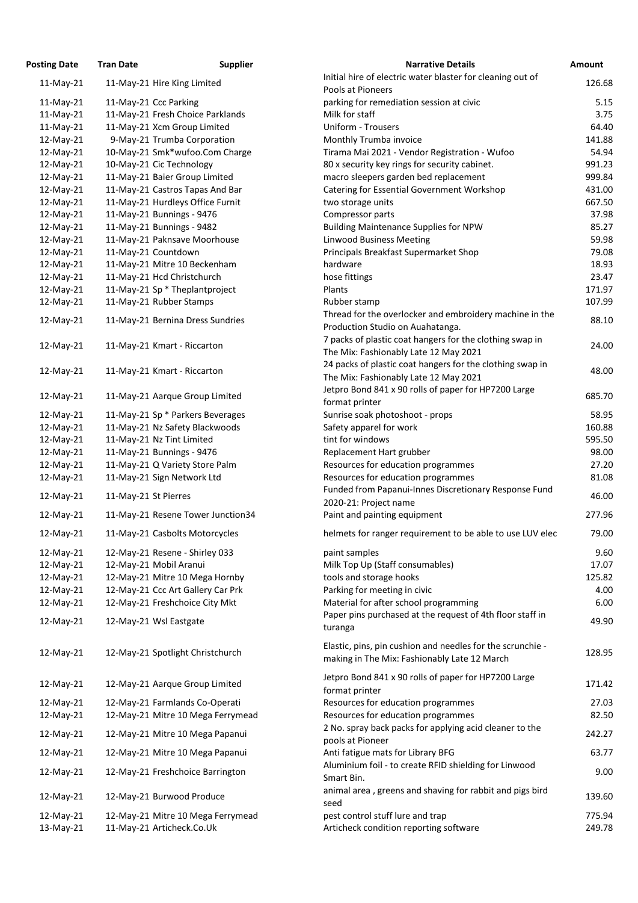| Posting Date | Tran Date | Supplier | Narrative Details | Amount |
|---|---|---|---|---|
| 11-May-21 | 11-May-21 | Hire King Limited | Initial hire of electric water blaster for cleaning out of Pools at Pioneers | 126.68 |
| 11-May-21 | 11-May-21 | Ccc Parking | parking for remediation session at civic | 5.15 |
| 11-May-21 | 11-May-21 | Fresh Choice Parklands | Milk for staff | 3.75 |
| 11-May-21 | 11-May-21 | Xcm Group Limited | Uniform - Trousers | 64.40 |
| 12-May-21 | 9-May-21 | Trumba Corporation | Monthly Trumba invoice | 141.88 |
| 12-May-21 | 10-May-21 | Smk*wufoo.Com Charge | Tirama Mai 2021 - Vendor Registration - Wufoo | 54.94 |
| 12-May-21 | 10-May-21 | Cic Technology | 80 x security key rings for security cabinet. | 991.23 |
| 12-May-21 | 11-May-21 | Baier Group Limited | macro sleepers garden bed replacement | 999.84 |
| 12-May-21 | 11-May-21 | Castros Tapas And Bar | Catering for Essential Government Workshop | 431.00 |
| 12-May-21 | 11-May-21 | Hurdleys Office Furnit | two storage units | 667.50 |
| 12-May-21 | 11-May-21 | Bunnings - 9476 | Compressor parts | 37.98 |
| 12-May-21 | 11-May-21 | Bunnings - 9482 | Building Maintenance Supplies for NPW | 85.27 |
| 12-May-21 | 11-May-21 | Paknsave Moorhouse | Linwood Business Meeting | 59.98 |
| 12-May-21 | 11-May-21 | Countdown | Principals Breakfast Supermarket Shop | 79.08 |
| 12-May-21 | 11-May-21 | Mitre 10 Beckenham | hardware | 18.93 |
| 12-May-21 | 11-May-21 | Hcd Christchurch | hose fittings | 23.47 |
| 12-May-21 | 11-May-21 | Sp * Theplantproject | Plants | 171.97 |
| 12-May-21 | 11-May-21 | Rubber Stamps | Rubber stamp | 107.99 |
| 12-May-21 | 11-May-21 | Bernina Dress Sundries | Thread for the overlocker and embroidery machine in the Production Studio on Auahatanga. | 88.10 |
| 12-May-21 | 11-May-21 | Kmart - Riccarton | 7 packs of plastic coat hangers for the clothing swap in The Mix: Fashionably Late 12 May 2021 | 24.00 |
| 12-May-21 | 11-May-21 | Kmart - Riccarton | 24 packs of plastic coat hangers for the clothing swap in The Mix: Fashionably Late 12 May 2021 | 48.00 |
| 12-May-21 | 11-May-21 | Aarque Group Limited | Jetpro Bond 841 x 90 rolls of paper for HP7200 Large format printer | 685.70 |
| 12-May-21 | 11-May-21 | Sp * Parkers Beverages | Sunrise soak photoshoot - props | 58.95 |
| 12-May-21 | 11-May-21 | Nz Safety Blackwoods | Safety apparel for work | 160.88 |
| 12-May-21 | 11-May-21 | Nz Tint Limited | tint for windows | 595.50 |
| 12-May-21 | 11-May-21 | Bunnings - 9476 | Replacement Hart grubber | 98.00 |
| 12-May-21 | 11-May-21 | Q Variety Store Palm | Resources for education programmes | 27.20 |
| 12-May-21 | 11-May-21 | Sign Network Ltd | Resources for education programmes | 81.08 |
| 12-May-21 | 11-May-21 | St Pierres | Funded from Papanui-Innes Discretionary Response Fund 2020-21: Project name | 46.00 |
| 12-May-21 | 11-May-21 | Resene Tower Junction34 | Paint and painting equipment | 277.96 |
| 12-May-21 | 11-May-21 | Casbolts Motorcycles | helmets for ranger requirement to be able to use LUV elec | 79.00 |
| 12-May-21 | 12-May-21 | Resene - Shirley 033 | paint samples | 9.60 |
| 12-May-21 | 12-May-21 | Mobil Aranui | Milk Top Up (Staff consumables) | 17.07 |
| 12-May-21 | 12-May-21 | Mitre 10 Mega Hornby | tools and storage hooks | 125.82 |
| 12-May-21 | 12-May-21 | Ccc Art Gallery Car Prk | Parking for meeting in civic | 4.00 |
| 12-May-21 | 12-May-21 | Freshchoice City Mkt | Material for after school programming | 6.00 |
| 12-May-21 | 12-May-21 | Wsl Eastgate | Paper pins purchased at the request of 4th floor staff in turanga | 49.90 |
| 12-May-21 | 12-May-21 | Spotlight Christchurch | Elastic, pins, pin cushion and needles for the scrunchie - making in The Mix: Fashionably Late 12 March | 128.95 |
| 12-May-21 | 12-May-21 | Aarque Group Limited | Jetpro Bond 841 x 90 rolls of paper for HP7200 Large format printer | 171.42 |
| 12-May-21 | 12-May-21 | Farmlands Co-Operati | Resources for education programmes | 27.03 |
| 12-May-21 | 12-May-21 | Mitre 10 Mega Ferrymead | Resources for education programmes | 82.50 |
| 12-May-21 | 12-May-21 | Mitre 10 Mega Papanui | 2 No. spray back packs for applying acid cleaner to the pools at Pioneer | 242.27 |
| 12-May-21 | 12-May-21 | Mitre 10 Mega Papanui | Anti fatigue mats for Library BFG | 63.77 |
| 12-May-21 | 12-May-21 | Freshchoice Barrington | Aluminium foil - to create RFID shielding for Linwood Smart Bin. | 9.00 |
| 12-May-21 | 12-May-21 | Burwood Produce | animal area , greens and shaving for rabbit and pigs bird seed | 139.60 |
| 12-May-21 | 12-May-21 | Mitre 10 Mega Ferrymead | pest control stuff lure and trap | 775.94 |
| 13-May-21 | 11-May-21 | Articheck.Co.Uk | Articheck condition reporting software | 249.78 |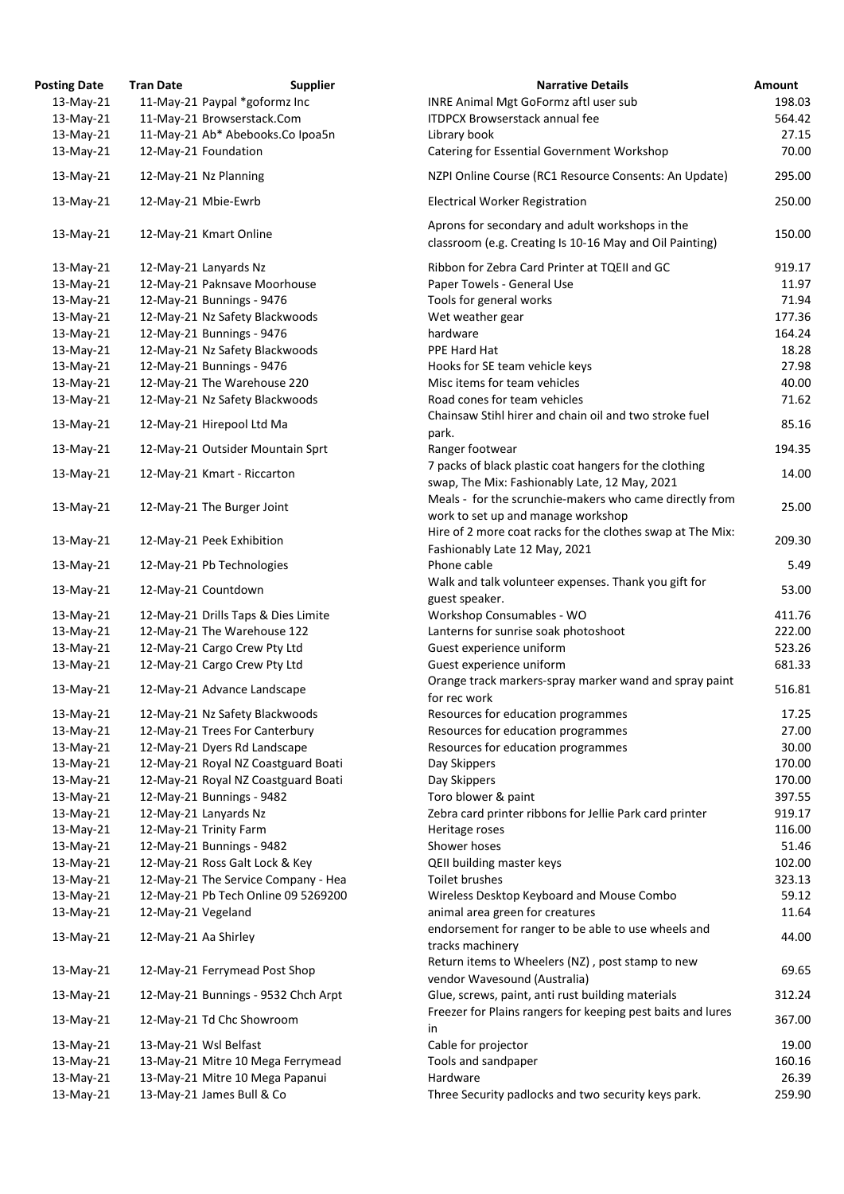| Posting Date | Tran Date | Supplier | Narrative Details | Amount |
|---|---|---|---|---|
| 13-May-21 | 11-May-21 | Paypal *goformz Inc | INRE Animal Mgt GoFormz aftl user sub | 198.03 |
| 13-May-21 | 11-May-21 | Browserstack.Com | ITDPCX Browserstack annual fee | 564.42 |
| 13-May-21 | 11-May-21 | Ab* Abebooks.Co Ipoa5n | Library book | 27.15 |
| 13-May-21 | 12-May-21 | Foundation | Catering for Essential Government Workshop | 70.00 |
| 13-May-21 | 12-May-21 | Nz Planning | NZPI Online Course (RC1 Resource Consents: An Update) | 295.00 |
| 13-May-21 | 12-May-21 | Mbie-Ewrb | Electrical Worker Registration | 250.00 |
| 13-May-21 | 12-May-21 | Kmart Online | Aprons for secondary and adult workshops in the classroom (e.g. Creating Is 10-16 May and Oil Painting) | 150.00 |
| 13-May-21 | 12-May-21 | Lanyards Nz | Ribbon for Zebra Card Printer at TQEII and GC | 919.17 |
| 13-May-21 | 12-May-21 | Paknsave Moorhouse | Paper Towels - General Use | 11.97 |
| 13-May-21 | 12-May-21 | Bunnings - 9476 | Tools for general works | 71.94 |
| 13-May-21 | 12-May-21 | Nz Safety Blackwoods | Wet weather gear | 177.36 |
| 13-May-21 | 12-May-21 | Bunnings - 9476 | hardware | 164.24 |
| 13-May-21 | 12-May-21 | Nz Safety Blackwoods | PPE Hard Hat | 18.28 |
| 13-May-21 | 12-May-21 | Bunnings - 9476 | Hooks for SE team vehicle keys | 27.98 |
| 13-May-21 | 12-May-21 | The Warehouse 220 | Misc items for team vehicles | 40.00 |
| 13-May-21 | 12-May-21 | Nz Safety Blackwoods | Road cones for team vehicles | 71.62 |
| 13-May-21 | 12-May-21 | Hirepool Ltd Ma | Chainsaw Stihl hirer and chain oil and two stroke fuel park. | 85.16 |
| 13-May-21 | 12-May-21 | Outsider Mountain Sprt | Ranger footwear | 194.35 |
| 13-May-21 | 12-May-21 | Kmart - Riccarton | 7 packs of black plastic coat hangers for the clothing swap, The Mix: Fashionably Late, 12 May, 2021 | 14.00 |
| 13-May-21 | 12-May-21 | The Burger Joint | Meals - for the scrunchie-makers who came directly from work to set up and manage workshop | 25.00 |
| 13-May-21 | 12-May-21 | Peek Exhibition | Hire of 2 more coat racks for the clothes swap at The Mix: Fashionably Late 12 May, 2021 | 209.30 |
| 13-May-21 | 12-May-21 | Pb Technologies | Phone cable | 5.49 |
| 13-May-21 | 12-May-21 | Countdown | Walk and talk volunteer expenses. Thank you gift for guest speaker. | 53.00 |
| 13-May-21 | 12-May-21 | Drills Taps & Dies Limite | Workshop Consumables - WO | 411.76 |
| 13-May-21 | 12-May-21 | The Warehouse 122 | Lanterns for sunrise soak photoshoot | 222.00 |
| 13-May-21 | 12-May-21 | Cargo Crew Pty Ltd | Guest experience uniform | 523.26 |
| 13-May-21 | 12-May-21 | Cargo Crew Pty Ltd | Guest experience uniform | 681.33 |
| 13-May-21 | 12-May-21 | Advance Landscape | Orange track markers-spray marker wand and spray paint for rec work | 516.81 |
| 13-May-21 | 12-May-21 | Nz Safety Blackwoods | Resources for education programmes | 17.25 |
| 13-May-21 | 12-May-21 | Trees For Canterbury | Resources for education programmes | 27.00 |
| 13-May-21 | 12-May-21 | Dyers Rd Landscape | Resources for education programmes | 30.00 |
| 13-May-21 | 12-May-21 | Royal NZ Coastguard Boati | Day Skippers | 170.00 |
| 13-May-21 | 12-May-21 | Royal NZ Coastguard Boati | Day Skippers | 170.00 |
| 13-May-21 | 12-May-21 | Bunnings - 9482 | Toro blower & paint | 397.55 |
| 13-May-21 | 12-May-21 | Lanyards Nz | Zebra card printer ribbons for Jellie Park card printer | 919.17 |
| 13-May-21 | 12-May-21 | Trinity Farm | Heritage roses | 116.00 |
| 13-May-21 | 12-May-21 | Bunnings - 9482 | Shower hoses | 51.46 |
| 13-May-21 | 12-May-21 | Ross Galt Lock & Key | QEII building master keys | 102.00 |
| 13-May-21 | 12-May-21 | The Service Company - Hea | Toilet brushes | 323.13 |
| 13-May-21 | 12-May-21 | Pb Tech Online 09 5269200 | Wireless Desktop Keyboard and Mouse Combo | 59.12 |
| 13-May-21 | 12-May-21 | Vegeland | animal area green for creatures | 11.64 |
| 13-May-21 | 12-May-21 | Aa Shirley | endorsement for ranger to be able to use wheels and tracks machinery | 44.00 |
| 13-May-21 | 12-May-21 | Ferrymead Post Shop | Return items to Wheelers (NZ) , post stamp to new vendor Wavesound (Australia) | 69.65 |
| 13-May-21 | 12-May-21 | Bunnings - 9532 Chch Arpt | Glue, screws, paint, anti rust building materials | 312.24 |
| 13-May-21 | 12-May-21 | Td Chc Showroom | Freezer for Plains rangers for keeping pest baits and lures in | 367.00 |
| 13-May-21 | 13-May-21 | Wsl Belfast | Cable for projector | 19.00 |
| 13-May-21 | 13-May-21 | Mitre 10 Mega Ferrymead | Tools and sandpaper | 160.16 |
| 13-May-21 | 13-May-21 | Mitre 10 Mega Papanui | Hardware | 26.39 |
| 13-May-21 | 13-May-21 | James Bull & Co | Three Security padlocks and two security keys park. | 259.90 |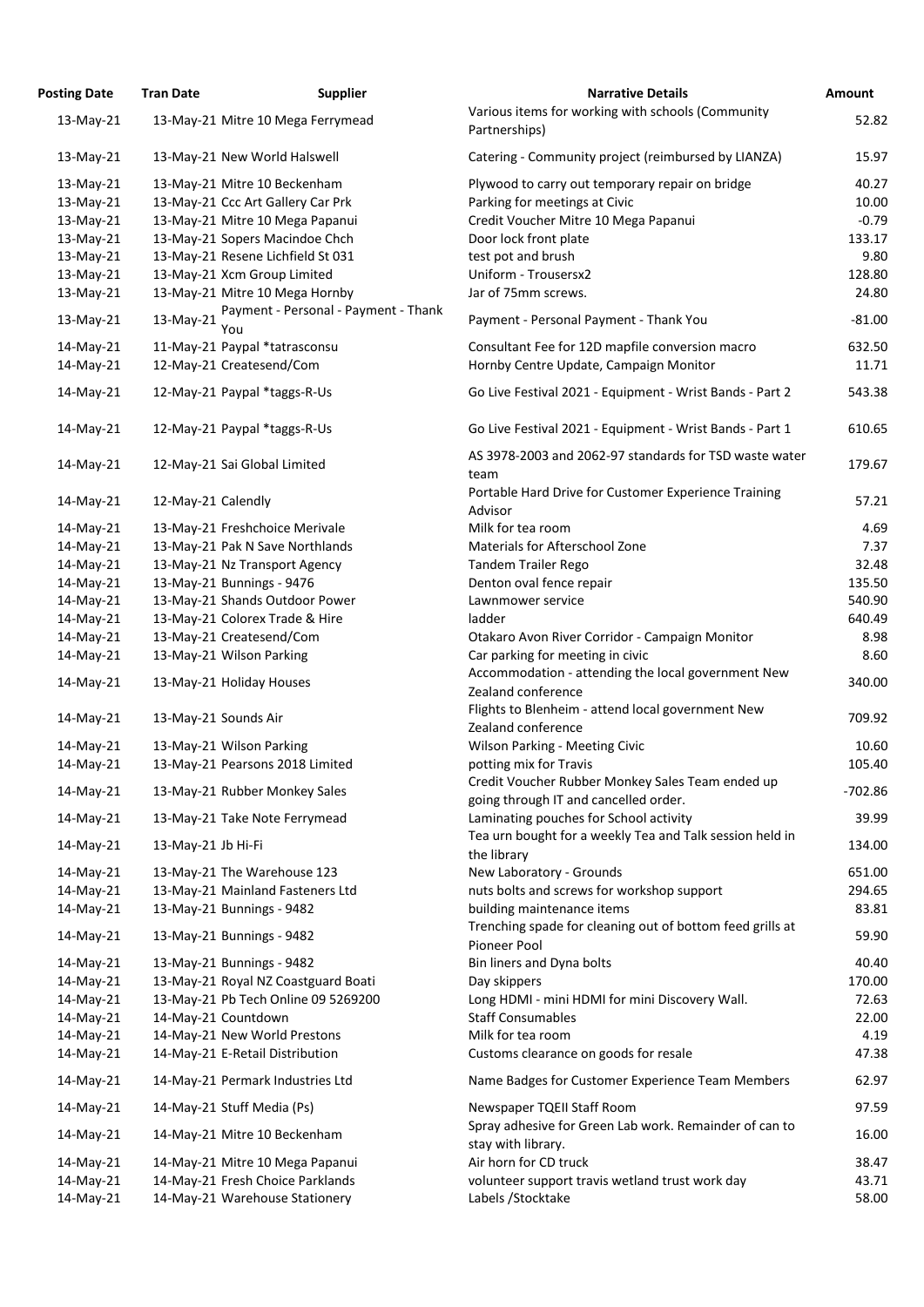| Posting Date | Tran Date | Supplier | Narrative Details | Amount |
|---|---|---|---|---|
| 13-May-21 | 13-May-21 | Mitre 10 Mega Ferrymead | Various items for working with schools (Community Partnerships) | 52.82 |
| 13-May-21 | 13-May-21 | New World Halswell | Catering - Community project (reimbursed by LIANZA) | 15.97 |
| 13-May-21 | 13-May-21 | Mitre 10 Beckenham | Plywood to carry out temporary repair on bridge | 40.27 |
| 13-May-21 | 13-May-21 | Ccc Art Gallery Car Prk | Parking for meetings at Civic | 10.00 |
| 13-May-21 | 13-May-21 | Mitre 10 Mega Papanui | Credit Voucher Mitre 10 Mega Papanui | -0.79 |
| 13-May-21 | 13-May-21 | Sopers Macindoe Chch | Door lock front plate | 133.17 |
| 13-May-21 | 13-May-21 | Resene Lichfield St 031 | test pot and brush | 9.80 |
| 13-May-21 | 13-May-21 | Xcm Group Limited | Uniform - Trousersx2 | 128.80 |
| 13-May-21 | 13-May-21 | Mitre 10 Mega Hornby | Jar of 75mm screws. | 24.80 |
| 13-May-21 | 13-May-21 | Payment - Personal - Payment - Thank You | Payment - Personal Payment - Thank You | -81.00 |
| 14-May-21 | 11-May-21 | Paypal *tatrasconsu | Consultant Fee for 12D mapfile conversion macro | 632.50 |
| 14-May-21 | 12-May-21 | Createsend/Com | Hornby Centre Update, Campaign Monitor | 11.71 |
| 14-May-21 | 12-May-21 | Paypal *taggs-R-Us | Go Live Festival 2021 - Equipment - Wrist Bands - Part 2 | 543.38 |
| 14-May-21 | 12-May-21 | Paypal *taggs-R-Us | Go Live Festival 2021 - Equipment - Wrist Bands - Part 1 | 610.65 |
| 14-May-21 | 12-May-21 | Sai Global Limited | AS 3978-2003 and 2062-97 standards for TSD waste water team | 179.67 |
| 14-May-21 | 12-May-21 | Calendly | Portable Hard Drive for Customer Experience Training Advisor | 57.21 |
| 14-May-21 | 13-May-21 | Freshchoice Merivale | Milk for tea room | 4.69 |
| 14-May-21 | 13-May-21 | Pak N Save Northlands | Materials for Afterschool Zone | 7.37 |
| 14-May-21 | 13-May-21 | Nz Transport Agency | Tandem Trailer Rego | 32.48 |
| 14-May-21 | 13-May-21 | Bunnings - 9476 | Denton oval fence repair | 135.50 |
| 14-May-21 | 13-May-21 | Shands Outdoor Power | Lawnmower service | 540.90 |
| 14-May-21 | 13-May-21 | Colorex Trade & Hire | ladder | 640.49 |
| 14-May-21 | 13-May-21 | Createsend/Com | Otakaro Avon River Corridor - Campaign Monitor | 8.98 |
| 14-May-21 | 13-May-21 | Wilson Parking | Car parking for meeting in civic | 8.60 |
| 14-May-21 | 13-May-21 | Holiday Houses | Accommodation - attending the local government New Zealand conference | 340.00 |
| 14-May-21 | 13-May-21 | Sounds Air | Flights to Blenheim - attend local government New Zealand conference | 709.92 |
| 14-May-21 | 13-May-21 | Wilson Parking | Wilson Parking - Meeting Civic | 10.60 |
| 14-May-21 | 13-May-21 | Pearsons 2018 Limited | potting mix for Travis | 105.40 |
| 14-May-21 | 13-May-21 | Rubber Monkey Sales | Credit Voucher Rubber Monkey Sales Team ended up going through IT and cancelled order. | -702.86 |
| 14-May-21 | 13-May-21 | Take Note Ferrymead | Laminating pouches for School activity | 39.99 |
| 14-May-21 | 13-May-21 | Jb Hi-Fi | Tea urn bought for a weekly Tea and Talk session held in the library | 134.00 |
| 14-May-21 | 13-May-21 | The Warehouse 123 | New Laboratory - Grounds | 651.00 |
| 14-May-21 | 13-May-21 | Mainland Fasteners Ltd | nuts bolts and screws for workshop support | 294.65 |
| 14-May-21 | 13-May-21 | Bunnings - 9482 | building maintenance items | 83.81 |
| 14-May-21 | 13-May-21 | Bunnings - 9482 | Trenching spade for cleaning out of bottom feed grills at Pioneer Pool | 59.90 |
| 14-May-21 | 13-May-21 | Bunnings - 9482 | Bin liners and Dyna bolts | 40.40 |
| 14-May-21 | 13-May-21 | Royal NZ Coastguard Boati | Day skippers | 170.00 |
| 14-May-21 | 13-May-21 | Pb Tech Online 09 5269200 | Long HDMI - mini HDMI for mini Discovery Wall. | 72.63 |
| 14-May-21 | 14-May-21 | Countdown | Staff Consumables | 22.00 |
| 14-May-21 | 14-May-21 | New World Prestons | Milk for tea room | 4.19 |
| 14-May-21 | 14-May-21 | E-Retail Distribution | Customs clearance on goods for resale | 47.38 |
| 14-May-21 | 14-May-21 | Permark Industries Ltd | Name Badges for Customer Experience Team Members | 62.97 |
| 14-May-21 | 14-May-21 | Stuff Media (Ps) | Newspaper TQEII Staff Room | 97.59 |
| 14-May-21 | 14-May-21 | Mitre 10 Beckenham | Spray adhesive for Green Lab work. Remainder of can to stay with library. | 16.00 |
| 14-May-21 | 14-May-21 | Mitre 10 Mega Papanui | Air horn for CD truck | 38.47 |
| 14-May-21 | 14-May-21 | Fresh Choice Parklands | volunteer support travis wetland trust work day | 43.71 |
| 14-May-21 | 14-May-21 | Warehouse Stationery | Labels /Stocktake | 58.00 |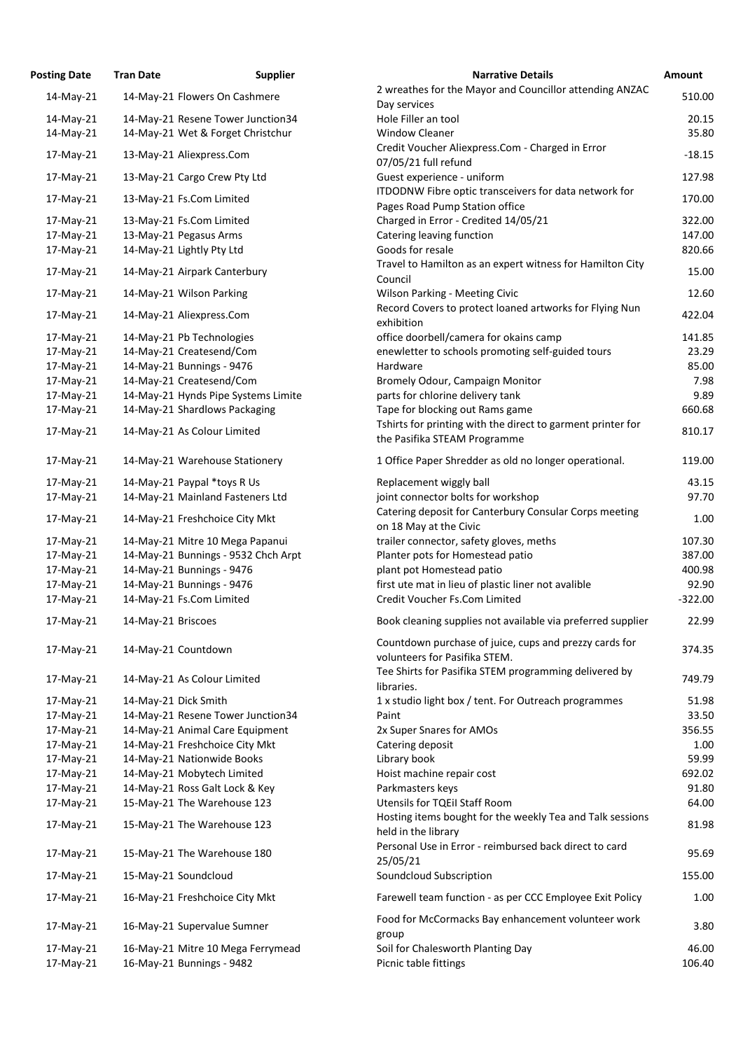| Posting Date | Tran Date | Supplier | Narrative Details | Amount |
|---|---|---|---|---|
| 14-May-21 | 14-May-21 | Flowers On Cashmere | 2 wreathes for the Mayor and Councillor attending ANZAC Day services | 510.00 |
| 14-May-21 | 14-May-21 | Resene Tower Junction34 | Hole Filler an tool | 20.15 |
| 14-May-21 | 14-May-21 | Wet & Forget Christchur | Window Cleaner | 35.80 |
| 17-May-21 | 13-May-21 | Aliexpress.Com | Credit Voucher Aliexpress.Com - Charged in Error 07/05/21 full refund | -18.15 |
| 17-May-21 | 13-May-21 | Cargo Crew Pty Ltd | Guest experience - uniform | 127.98 |
| 17-May-21 | 13-May-21 | Fs.Com Limited | ITDODNW Fibre optic transceivers for data network for Pages Road Pump Station office | 170.00 |
| 17-May-21 | 13-May-21 | Fs.Com Limited | Charged in Error - Credited 14/05/21 | 322.00 |
| 17-May-21 | 13-May-21 | Pegasus Arms | Catering leaving function | 147.00 |
| 17-May-21 | 14-May-21 | Lightly Pty Ltd | Goods for resale | 820.66 |
| 17-May-21 | 14-May-21 | Airpark Canterbury | Travel to Hamilton as an expert witness for Hamilton City Council | 15.00 |
| 17-May-21 | 14-May-21 | Wilson Parking | Wilson Parking - Meeting Civic | 12.60 |
| 17-May-21 | 14-May-21 | Aliexpress.Com | Record Covers to protect loaned artworks for Flying Nun exhibition | 422.04 |
| 17-May-21 | 14-May-21 | Pb Technologies | office doorbell/camera for okains camp | 141.85 |
| 17-May-21 | 14-May-21 | Createsend/Com | enewletter to schools promoting self-guided tours | 23.29 |
| 17-May-21 | 14-May-21 | Bunnings - 9476 | Hardware | 85.00 |
| 17-May-21 | 14-May-21 | Createsend/Com | Bromely Odour, Campaign Monitor | 7.98 |
| 17-May-21 | 14-May-21 | Hynds Pipe Systems Limite | parts for chlorine delivery tank | 9.89 |
| 17-May-21 | 14-May-21 | Shardlows Packaging | Tape for blocking out Rams game | 660.68 |
| 17-May-21 | 14-May-21 | As Colour Limited | Tshirts for printing with the direct to garment printer for the Pasifika STEAM Programme | 810.17 |
| 17-May-21 | 14-May-21 | Warehouse Stationery | 1 Office Paper Shredder as old no longer operational. | 119.00 |
| 17-May-21 | 14-May-21 | Paypal *toys R Us | Replacement wiggly ball | 43.15 |
| 17-May-21 | 14-May-21 | Mainland Fasteners Ltd | joint connector bolts for workshop | 97.70 |
| 17-May-21 | 14-May-21 | Freshchoice City Mkt | Catering deposit for Canterbury Consular Corps meeting on 18 May at the Civic | 1.00 |
| 17-May-21 | 14-May-21 | Mitre 10 Mega Papanui | trailer connector, safety gloves, meths | 107.30 |
| 17-May-21 | 14-May-21 | Bunnings - 9532 Chch Arpt | Planter pots for Homestead patio | 387.00 |
| 17-May-21 | 14-May-21 | Bunnings - 9476 | plant pot Homestead patio | 400.98 |
| 17-May-21 | 14-May-21 | Bunnings - 9476 | first ute mat in lieu of plastic liner not avalible | 92.90 |
| 17-May-21 | 14-May-21 | Fs.Com Limited | Credit Voucher Fs.Com Limited | -322.00 |
| 17-May-21 | 14-May-21 | Briscoes | Book cleaning supplies not available via preferred supplier | 22.99 |
| 17-May-21 | 14-May-21 | Countdown | Countdown purchase of juice, cups and prezzy cards for volunteers for Pasifika STEM. | 374.35 |
| 17-May-21 | 14-May-21 | As Colour Limited | Tee Shirts for Pasifika STEM programming delivered by libraries. | 749.79 |
| 17-May-21 | 14-May-21 | Dick Smith | 1 x studio light box / tent. For Outreach programmes | 51.98 |
| 17-May-21 | 14-May-21 | Resene Tower Junction34 | Paint | 33.50 |
| 17-May-21 | 14-May-21 | Animal Care Equipment | 2x Super Snares for AMOs | 356.55 |
| 17-May-21 | 14-May-21 | Freshchoice City Mkt | Catering deposit | 1.00 |
| 17-May-21 | 14-May-21 | Nationwide Books | Library book | 59.99 |
| 17-May-21 | 14-May-21 | Mobytech Limited | Hoist machine repair cost | 692.02 |
| 17-May-21 | 14-May-21 | Ross Galt Lock & Key | Parkmasters keys | 91.80 |
| 17-May-21 | 15-May-21 | The Warehouse 123 | Utensils for TQEiI Staff Room | 64.00 |
| 17-May-21 | 15-May-21 | The Warehouse 123 | Hosting items bought for the weekly Tea and Talk sessions held in the library | 81.98 |
| 17-May-21 | 15-May-21 | The Warehouse 180 | Personal Use in Error - reimbursed back direct to card 25/05/21 | 95.69 |
| 17-May-21 | 15-May-21 | Soundcloud | Soundcloud Subscription | 155.00 |
| 17-May-21 | 16-May-21 | Freshchoice City Mkt | Farewell team function - as per CCC Employee Exit Policy | 1.00 |
| 17-May-21 | 16-May-21 | Supervalue Sumner | Food for McCormacks Bay enhancement volunteer work group | 3.80 |
| 17-May-21 | 16-May-21 | Mitre 10 Mega Ferrymead | Soil for Chalesworth Planting Day | 46.00 |
| 17-May-21 | 16-May-21 | Bunnings - 9482 | Picnic table fittings | 106.40 |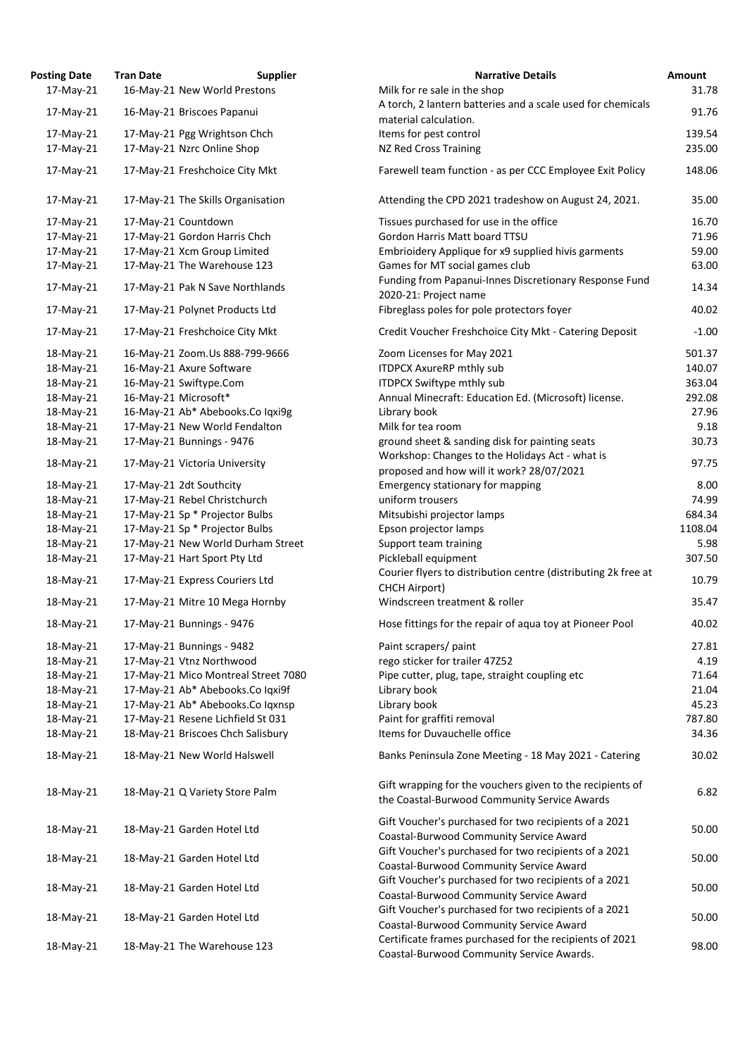| Posting Date | Tran Date | Supplier | Narrative Details | Amount |
|---|---|---|---|---|
| 17-May-21 | 16-May-21 | New World Prestons | Milk for re sale in the shop | 31.78 |
| 17-May-21 | 16-May-21 | Briscoes Papanui | A torch, 2 lantern batteries and a scale used for chemicals material calculation. | 91.76 |
| 17-May-21 | 17-May-21 | Pgg Wrightson Chch | Items for pest control | 139.54 |
| 17-May-21 | 17-May-21 | Nzrc Online Shop | NZ Red Cross Training | 235.00 |
| 17-May-21 | 17-May-21 | Freshchoice City Mkt | Farewell team function - as per CCC Employee Exit Policy | 148.06 |
| 17-May-21 | 17-May-21 | The Skills Organisation | Attending the CPD 2021 tradeshow on August 24, 2021. | 35.00 |
| 17-May-21 | 17-May-21 | Countdown | Tissues purchased for use in the office | 16.70 |
| 17-May-21 | 17-May-21 | Gordon Harris Chch | Gordon Harris Matt board TTSU | 71.96 |
| 17-May-21 | 17-May-21 | Xcm Group Limited | Embrioidery Applique for x9 supplied hivis garments | 59.00 |
| 17-May-21 | 17-May-21 | The Warehouse 123 | Games for MT social games club | 63.00 |
| 17-May-21 | 17-May-21 | Pak N Save Northlands | Funding from Papanui-Innes Discretionary Response Fund 2020-21: Project name | 14.34 |
| 17-May-21 | 17-May-21 | Polynet Products Ltd | Fibreglass poles for pole protectors foyer | 40.02 |
| 17-May-21 | 17-May-21 | Freshchoice City Mkt | Credit Voucher Freshchoice City Mkt - Catering Deposit | -1.00 |
| 18-May-21 | 16-May-21 | Zoom.Us 888-799-9666 | Zoom Licenses for May 2021 | 501.37 |
| 18-May-21 | 16-May-21 | Axure Software | ITDPCX AxureRP mthly sub | 140.07 |
| 18-May-21 | 16-May-21 | Swiftype.Com | ITDPCX Swiftype mthly sub | 363.04 |
| 18-May-21 | 16-May-21 | Microsoft* | Annual Minecraft: Education Ed. (Microsoft) license. | 292.08 |
| 18-May-21 | 16-May-21 | Ab* Abebooks.Co Iqxi9g | Library book | 27.96 |
| 18-May-21 | 17-May-21 | New World Fendalton | Milk for tea room | 9.18 |
| 18-May-21 | 17-May-21 | Bunnings - 9476 | ground sheet & sanding disk for painting seats | 30.73 |
| 18-May-21 | 17-May-21 | Victoria University | Workshop: Changes to the Holidays Act - what is proposed and how will it work? 28/07/2021 | 97.75 |
| 18-May-21 | 17-May-21 | 2dt Southcity | Emergency stationary for mapping | 8.00 |
| 18-May-21 | 17-May-21 | Rebel Christchurch | uniform trousers | 74.99 |
| 18-May-21 | 17-May-21 | Sp * Projector Bulbs | Mitsubishi projector lamps | 684.34 |
| 18-May-21 | 17-May-21 | Sp * Projector Bulbs | Epson projector lamps | 1108.04 |
| 18-May-21 | 17-May-21 | New World Durham Street | Support team training | 5.98 |
| 18-May-21 | 17-May-21 | Hart Sport Pty Ltd | Pickleball equipment | 307.50 |
| 18-May-21 | 17-May-21 | Express Couriers Ltd | Courier flyers to distribution centre (distributing 2k free at CHCH Airport) | 10.79 |
| 18-May-21 | 17-May-21 | Mitre 10 Mega Hornby | Windscreen treatment & roller | 35.47 |
| 18-May-21 | 17-May-21 | Bunnings - 9476 | Hose fittings for the repair of aqua toy at Pioneer Pool | 40.02 |
| 18-May-21 | 17-May-21 | Bunnings - 9482 | Paint scrapers/ paint | 27.81 |
| 18-May-21 | 17-May-21 | Vtnz Northwood | rego sticker for trailer 47Z52 | 4.19 |
| 18-May-21 | 17-May-21 | Mico Montreal Street 7080 | Pipe cutter, plug, tape, straight coupling etc | 71.64 |
| 18-May-21 | 17-May-21 | Ab* Abebooks.Co Iqxi9f | Library book | 21.04 |
| 18-May-21 | 17-May-21 | Ab* Abebooks.Co Iqxnsp | Library book | 45.23 |
| 18-May-21 | 17-May-21 | Resene Lichfield St 031 | Paint for graffiti removal | 787.80 |
| 18-May-21 | 18-May-21 | Briscoes Chch Salisbury | Items for Duvauchelle office | 34.36 |
| 18-May-21 | 18-May-21 | New World Halswell | Banks Peninsula Zone Meeting - 18 May 2021 - Catering | 30.02 |
| 18-May-21 | 18-May-21 | Q Variety Store Palm | Gift wrapping for the vouchers given to the recipients of the Coastal-Burwood Community Service Awards | 6.82 |
| 18-May-21 | 18-May-21 | Garden Hotel Ltd | Gift Voucher's purchased for two recipients of a 2021 Coastal-Burwood Community Service Award | 50.00 |
| 18-May-21 | 18-May-21 | Garden Hotel Ltd | Gift Voucher's purchased for two recipients of a 2021 Coastal-Burwood Community Service Award | 50.00 |
| 18-May-21 | 18-May-21 | Garden Hotel Ltd | Gift Voucher's purchased for two recipients of a 2021 Coastal-Burwood Community Service Award | 50.00 |
| 18-May-21 | 18-May-21 | Garden Hotel Ltd | Gift Voucher's purchased for two recipients of a 2021 Coastal-Burwood Community Service Award | 50.00 |
| 18-May-21 | 18-May-21 | The Warehouse 123 | Certificate frames purchased for the recipients of 2021 Coastal-Burwood Community Service Awards. | 98.00 |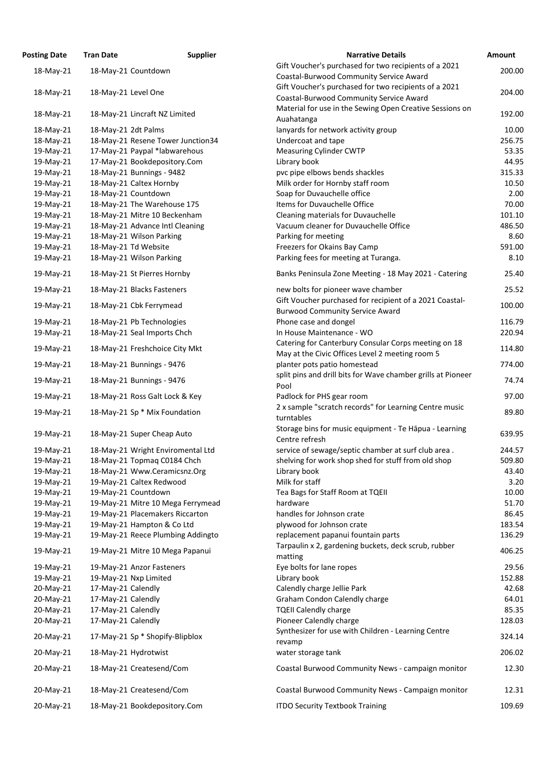| Posting Date | Tran Date | Supplier | Narrative Details | Amount |
|---|---|---|---|---|
| 18-May-21 | 18-May-21 | Countdown | Gift Voucher's purchased for two recipients of a 2021 Coastal-Burwood Community Service Award | 200.00 |
| 18-May-21 | 18-May-21 | Level One | Gift Voucher's purchased for two recipients of a 2021 Coastal-Burwood Community Service Award | 204.00 |
| 18-May-21 | 18-May-21 | Lincraft NZ Limited | Material for use in the Sewing Open Creative Sessions on Auahatanga | 192.00 |
| 18-May-21 | 18-May-21 | 2dt Palms | lanyards for network activity group | 10.00 |
| 18-May-21 | 18-May-21 | Resene Tower Junction34 | Undercoat and tape | 256.75 |
| 19-May-21 | 17-May-21 | Paypal *labwarehous | Measuring Cylinder CWTP | 53.35 |
| 19-May-21 | 17-May-21 | Bookdepository.Com | Library book | 44.95 |
| 19-May-21 | 18-May-21 | Bunnings - 9482 | pvc pipe elbows bends shackles | 315.33 |
| 19-May-21 | 18-May-21 | Caltex Hornby | Milk order for Hornby staff room | 10.50 |
| 19-May-21 | 18-May-21 | Countdown | Soap for Duvauchelle office | 2.00 |
| 19-May-21 | 18-May-21 | The Warehouse 175 | Items for Duvauchelle Office | 70.00 |
| 19-May-21 | 18-May-21 | Mitre 10 Beckenham | Cleaning materials for Duvauchelle | 101.10 |
| 19-May-21 | 18-May-21 | Advance Intl Cleaning | Vacuum cleaner for Duvauchelle Office | 486.50 |
| 19-May-21 | 18-May-21 | Wilson Parking | Parking for meeting | 8.60 |
| 19-May-21 | 18-May-21 | Td Website | Freezers for Okains Bay Camp | 591.00 |
| 19-May-21 | 18-May-21 | Wilson Parking | Parking fees for meeting at Turanga. | 8.10 |
| 19-May-21 | 18-May-21 | St Pierres Hornby | Banks Peninsula Zone Meeting - 18 May 2021 - Catering | 25.40 |
| 19-May-21 | 18-May-21 | Blacks Fasteners | new bolts for pioneer wave chamber | 25.52 |
| 19-May-21 | 18-May-21 | Cbk Ferrymead | Gift Voucher purchased for recipient of a 2021 Coastal-Burwood Community Service Award | 100.00 |
| 19-May-21 | 18-May-21 | Pb Technologies | Phone case and dongel | 116.79 |
| 19-May-21 | 18-May-21 | Seal Imports Chch | In House Maintenance - WO | 220.94 |
| 19-May-21 | 18-May-21 | Freshchoice City Mkt | Catering for Canterbury Consular Corps meeting on 18 May at the Civic Offices Level 2 meeting room 5 | 114.80 |
| 19-May-21 | 18-May-21 | Bunnings - 9476 | planter pots patio homestead | 774.00 |
| 19-May-21 | 18-May-21 | Bunnings - 9476 | split pins and drill bits for Wave chamber grills at Pioneer Pool | 74.74 |
| 19-May-21 | 18-May-21 | Ross Galt Lock & Key | Padlock for PHS gear room | 97.00 |
| 19-May-21 | 18-May-21 | Sp * Mix Foundation | 2 x sample "scratch records" for Learning Centre music turntables | 89.80 |
| 19-May-21 | 18-May-21 | Super Cheap Auto | Storage bins for music equipment - Te Hāpua - Learning Centre refresh | 639.95 |
| 19-May-21 | 18-May-21 | Wright Enviromental Ltd | service of sewage/septic chamber at surf club area . | 244.57 |
| 19-May-21 | 18-May-21 | Topmaq C0184 Chch | shelving for work shop shed for stuff from old shop | 509.80 |
| 19-May-21 | 18-May-21 | Www.Ceramicsnz.Org | Library book | 43.40 |
| 19-May-21 | 19-May-21 | Caltex Redwood | Milk for staff | 3.20 |
| 19-May-21 | 19-May-21 | Countdown | Tea Bags for Staff Room at TQEII | 10.00 |
| 19-May-21 | 19-May-21 | Mitre 10 Mega Ferrymead | hardware | 51.70 |
| 19-May-21 | 19-May-21 | Placemakers Riccarton | handles for Johnson crate | 86.45 |
| 19-May-21 | 19-May-21 | Hampton & Co Ltd | plywood for Johnson crate | 183.54 |
| 19-May-21 | 19-May-21 | Reece Plumbing Addingto | replacement papanui fountain parts | 136.29 |
| 19-May-21 | 19-May-21 | Mitre 10 Mega Papanui | Tarpaulin x 2, gardening buckets, deck scrub, rubber matting | 406.25 |
| 19-May-21 | 19-May-21 | Anzor Fasteners | Eye bolts for lane ropes | 29.56 |
| 19-May-21 | 19-May-21 | Nxp Limited | Library book | 152.88 |
| 20-May-21 | 17-May-21 | Calendly | Calendly charge Jellie Park | 42.68 |
| 20-May-21 | 17-May-21 | Calendly | Graham Condon Calendly charge | 64.01 |
| 20-May-21 | 17-May-21 | Calendly | TQEII Calendly charge | 85.35 |
| 20-May-21 | 17-May-21 | Calendly | Pioneer Calendly charge | 128.03 |
| 20-May-21 | 17-May-21 | Sp * Shopify-Blipblox | Synthesizer for use with Children - Learning Centre revamp | 324.14 |
| 20-May-21 | 18-May-21 | Hydrotwist | water storage tank | 206.02 |
| 20-May-21 | 18-May-21 | Createsend/Com | Coastal Burwood Community News - campaign monitor | 12.30 |
| 20-May-21 | 18-May-21 | Createsend/Com | Coastal Burwood Community News - Campaign monitor | 12.31 |
| 20-May-21 | 18-May-21 | Bookdepository.Com | ITDO Security Textbook Training | 109.69 |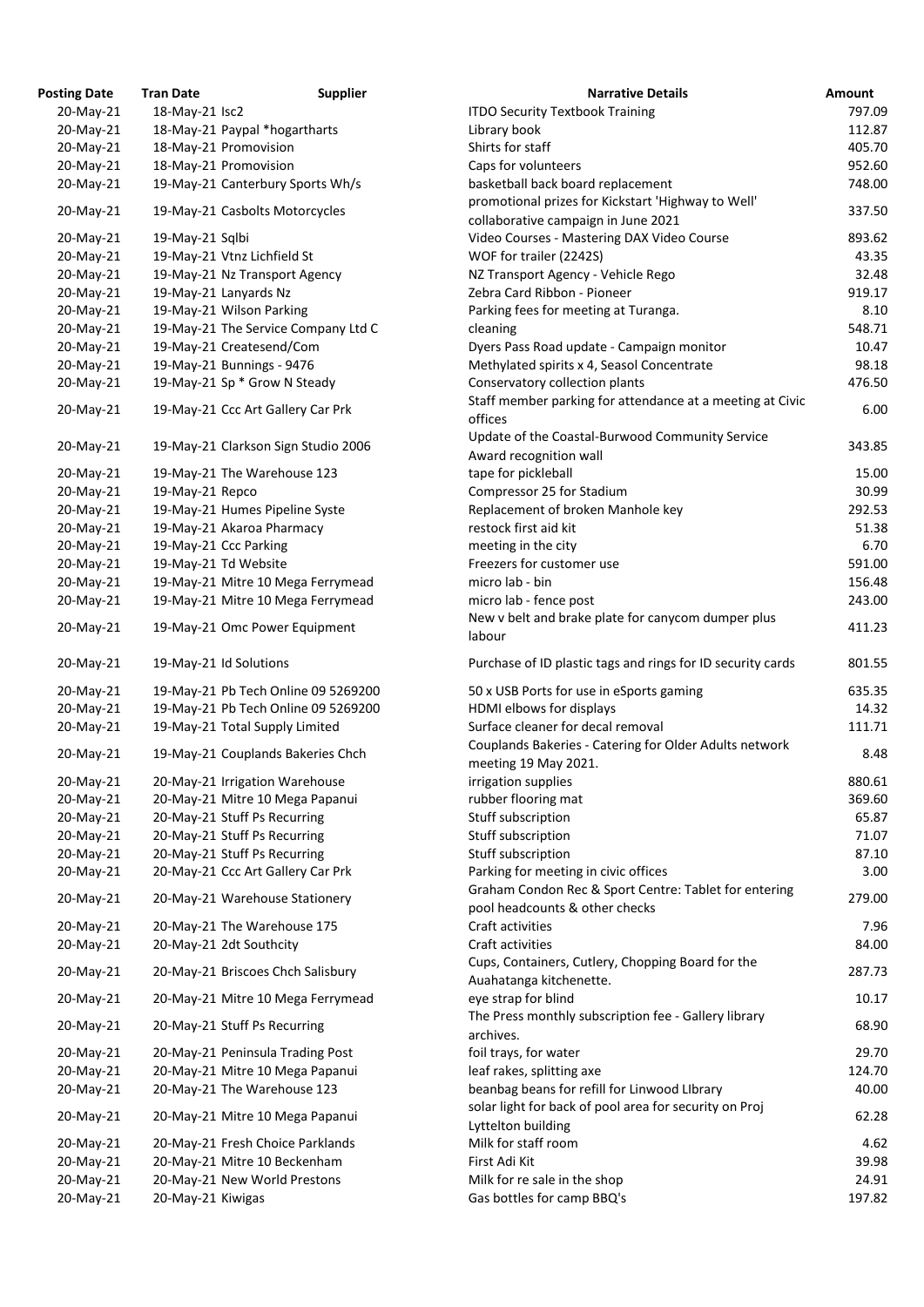| Posting Date | Tran Date | Supplier | Narrative Details | Amount |
|---|---|---|---|---|
| 20-May-21 | 18-May-21 | Isc2 | ITDO Security Textbook Training | 797.09 |
| 20-May-21 | 18-May-21 | Paypal *hogartharts | Library book | 112.87 |
| 20-May-21 | 18-May-21 | Promovision | Shirts for staff | 405.70 |
| 20-May-21 | 18-May-21 | Promovision | Caps for volunteers | 952.60 |
| 20-May-21 | 19-May-21 | Canterbury Sports Wh/s | basketball back board replacement | 748.00 |
| 20-May-21 | 19-May-21 | Casbolts Motorcycles | promotional prizes for Kickstart 'Highway to Well' collaborative campaign in June 2021 | 337.50 |
| 20-May-21 | 19-May-21 | Sqlbi | Video Courses - Mastering DAX Video Course | 893.62 |
| 20-May-21 | 19-May-21 | Vtnz Lichfield St | WOF for trailer (2242S) | 43.35 |
| 20-May-21 | 19-May-21 | Nz Transport Agency | NZ Transport Agency - Vehicle Rego | 32.48 |
| 20-May-21 | 19-May-21 | Lanyards Nz | Zebra Card Ribbon - Pioneer | 919.17 |
| 20-May-21 | 19-May-21 | Wilson Parking | Parking fees for meeting at Turanga. | 8.10 |
| 20-May-21 | 19-May-21 | The Service Company Ltd C | cleaning | 548.71 |
| 20-May-21 | 19-May-21 | Createsend/Com | Dyers Pass Road update - Campaign monitor | 10.47 |
| 20-May-21 | 19-May-21 | Bunnings - 9476 | Methylated spirits x 4, Seasol Concentrate | 98.18 |
| 20-May-21 | 19-May-21 | Sp * Grow N Steady | Conservatory collection plants | 476.50 |
| 20-May-21 | 19-May-21 | Ccc Art Gallery Car Prk | Staff member parking for attendance at a meeting at Civic offices | 6.00 |
| 20-May-21 | 19-May-21 | Clarkson Sign Studio 2006 | Update of the Coastal-Burwood Community Service Award recognition wall | 343.85 |
| 20-May-21 | 19-May-21 | The Warehouse 123 | tape for pickleball | 15.00 |
| 20-May-21 | 19-May-21 | Repco | Compressor 25 for Stadium | 30.99 |
| 20-May-21 | 19-May-21 | Humes Pipeline Syste | Replacement of broken Manhole key | 292.53 |
| 20-May-21 | 19-May-21 | Akaroa Pharmacy | restock first aid kit | 51.38 |
| 20-May-21 | 19-May-21 | Ccc Parking | meeting in the city | 6.70 |
| 20-May-21 | 19-May-21 | Td Website | Freezers for customer use | 591.00 |
| 20-May-21 | 19-May-21 | Mitre 10 Mega Ferrymead | micro lab - bin | 156.48 |
| 20-May-21 | 19-May-21 | Mitre 10 Mega Ferrymead | micro lab - fence post | 243.00 |
| 20-May-21 | 19-May-21 | Omc Power Equipment | New v belt and brake plate for canycom dumper plus labour | 411.23 |
| 20-May-21 | 19-May-21 | Id Solutions | Purchase of ID plastic tags and rings for ID security cards | 801.55 |
| 20-May-21 | 19-May-21 | Pb Tech Online 09 5269200 | 50 x USB Ports for use in eSports gaming | 635.35 |
| 20-May-21 | 19-May-21 | Pb Tech Online 09 5269200 | HDMI elbows for displays | 14.32 |
| 20-May-21 | 19-May-21 | Total Supply Limited | Surface cleaner for decal removal | 111.71 |
| 20-May-21 | 19-May-21 | Couplands Bakeries Chch | Couplands Bakeries - Catering for Older Adults network meeting 19 May 2021. | 8.48 |
| 20-May-21 | 20-May-21 | Irrigation Warehouse | irrigation supplies | 880.61 |
| 20-May-21 | 20-May-21 | Mitre 10 Mega Papanui | rubber flooring mat | 369.60 |
| 20-May-21 | 20-May-21 | Stuff Ps Recurring | Stuff subscription | 65.87 |
| 20-May-21 | 20-May-21 | Stuff Ps Recurring | Stuff subscription | 71.07 |
| 20-May-21 | 20-May-21 | Stuff Ps Recurring | Stuff subscription | 87.10 |
| 20-May-21 | 20-May-21 | Ccc Art Gallery Car Prk | Parking for meeting in civic offices | 3.00 |
| 20-May-21 | 20-May-21 | Warehouse Stationery | Graham Condon Rec & Sport Centre: Tablet for entering pool headcounts & other checks | 279.00 |
| 20-May-21 | 20-May-21 | The Warehouse 175 | Craft activities | 7.96 |
| 20-May-21 | 20-May-21 | 2dt Southcity | Craft activities | 84.00 |
| 20-May-21 | 20-May-21 | Briscoes Chch Salisbury | Cups, Containers, Cutlery, Chopping Board for the Auahatanga kitchenette. | 287.73 |
| 20-May-21 | 20-May-21 | Mitre 10 Mega Ferrymead | eye strap for blind | 10.17 |
| 20-May-21 | 20-May-21 | Stuff Ps Recurring | The Press monthly subscription fee - Gallery library archives. | 68.90 |
| 20-May-21 | 20-May-21 | Peninsula Trading Post | foil trays, for water | 29.70 |
| 20-May-21 | 20-May-21 | Mitre 10 Mega Papanui | leaf rakes, splitting axe | 124.70 |
| 20-May-21 | 20-May-21 | The Warehouse 123 | beanbag beans for refill for Linwood LIbrary | 40.00 |
| 20-May-21 | 20-May-21 | Mitre 10 Mega Papanui | solar light for back of pool area for security on Proj Lyttelton building | 62.28 |
| 20-May-21 | 20-May-21 | Fresh Choice Parklands | Milk for staff room | 4.62 |
| 20-May-21 | 20-May-21 | Mitre 10 Beckenham | First Adi Kit | 39.98 |
| 20-May-21 | 20-May-21 | New World Prestons | Milk for re sale in the shop | 24.91 |
| 20-May-21 | 20-May-21 | Kiwigas | Gas bottles for camp BBQ's | 197.82 |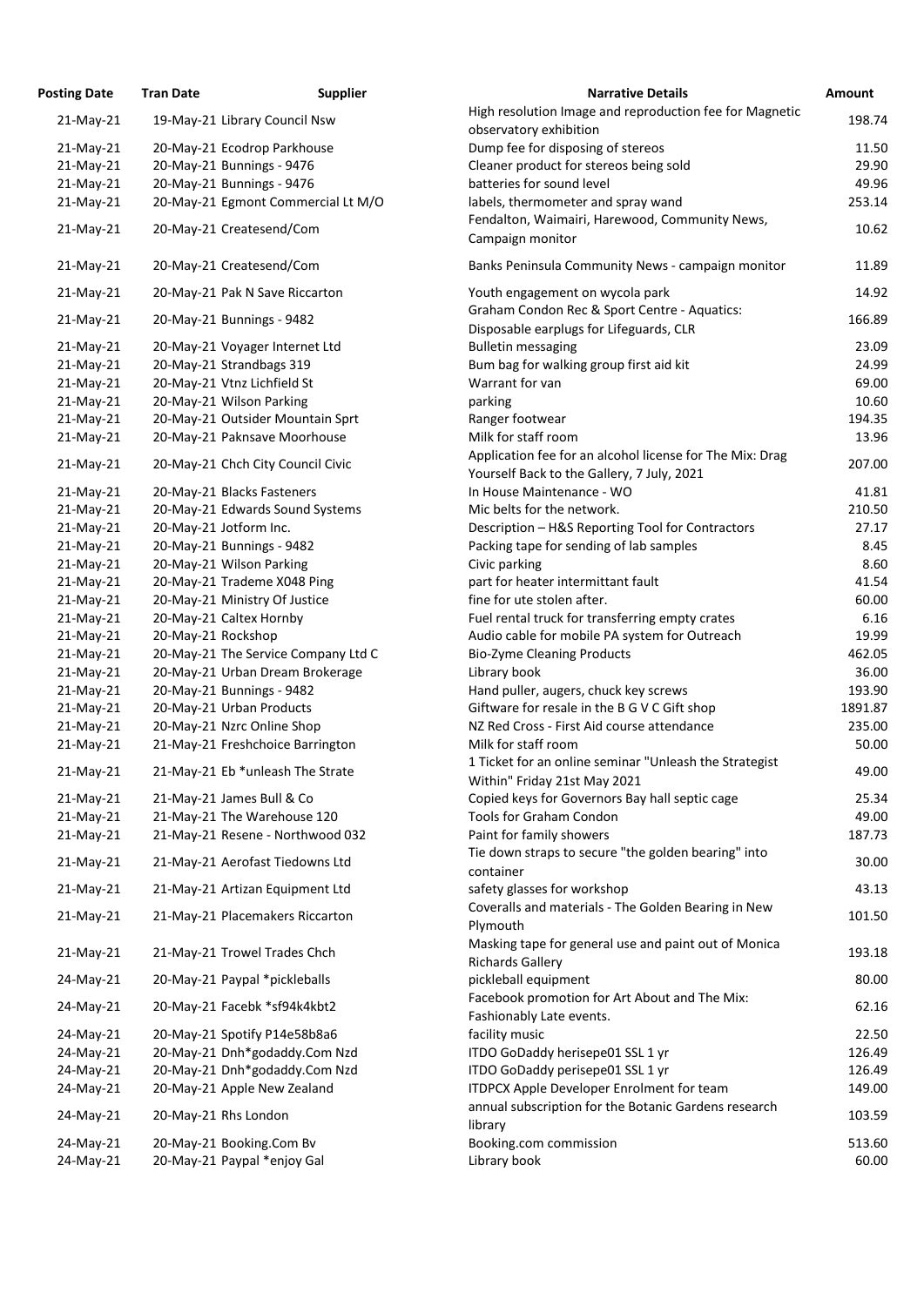| Posting Date | Tran Date | Supplier | Narrative Details | Amount |
|---|---|---|---|---|
| 21-May-21 | 19-May-21 | Library Council Nsw | High resolution Image and reproduction fee for Magnetic observatory exhibition | 198.74 |
| 21-May-21 | 20-May-21 | Ecodrop Parkhouse | Dump fee for disposing of stereos | 11.50 |
| 21-May-21 | 20-May-21 | Bunnings - 9476 | Cleaner product for stereos being sold | 29.90 |
| 21-May-21 | 20-May-21 | Bunnings - 9476 | batteries for sound level | 49.96 |
| 21-May-21 | 20-May-21 | Egmont Commercial Lt M/O | labels, thermometer and spray wand | 253.14 |
| 21-May-21 | 20-May-21 | Createsend/Com | Fendalton, Waimairi, Harewood, Community News, Campaign monitor | 10.62 |
| 21-May-21 | 20-May-21 | Createsend/Com | Banks Peninsula Community News - campaign monitor | 11.89 |
| 21-May-21 | 20-May-21 | Pak N Save Riccarton | Youth engagement on wycola park | 14.92 |
| 21-May-21 | 20-May-21 | Bunnings - 9482 | Graham Condon Rec & Sport Centre - Aquatics: Disposable earplugs for Lifeguards, CLR | 166.89 |
| 21-May-21 | 20-May-21 | Voyager Internet Ltd | Bulletin messaging | 23.09 |
| 21-May-21 | 20-May-21 | Strandbags 319 | Bum bag for walking group first aid kit | 24.99 |
| 21-May-21 | 20-May-21 | Vtnz Lichfield St | Warrant for van | 69.00 |
| 21-May-21 | 20-May-21 | Wilson Parking | parking | 10.60 |
| 21-May-21 | 20-May-21 | Outsider Mountain Sprt | Ranger footwear | 194.35 |
| 21-May-21 | 20-May-21 | Paknsave Moorhouse | Milk for staff room | 13.96 |
| 21-May-21 | 20-May-21 | Chch City Council Civic | Application fee for an alcohol license for The Mix: Drag Yourself Back to the Gallery, 7 July, 2021 | 207.00 |
| 21-May-21 | 20-May-21 | Blacks Fasteners | In House Maintenance - WO | 41.81 |
| 21-May-21 | 20-May-21 | Edwards Sound Systems | Mic belts for the network. | 210.50 |
| 21-May-21 | 20-May-21 | Jotform Inc. | Description – H&S Reporting Tool for Contractors | 27.17 |
| 21-May-21 | 20-May-21 | Bunnings - 9482 | Packing tape for sending of lab samples | 8.45 |
| 21-May-21 | 20-May-21 | Wilson Parking | Civic parking | 8.60 |
| 21-May-21 | 20-May-21 | Trademe X048 Ping | part for heater intermittant fault | 41.54 |
| 21-May-21 | 20-May-21 | Ministry Of Justice | fine for ute stolen after. | 60.00 |
| 21-May-21 | 20-May-21 | Caltex Hornby | Fuel rental truck for transferring empty crates | 6.16 |
| 21-May-21 | 20-May-21 | Rockshop | Audio cable for mobile PA system for Outreach | 19.99 |
| 21-May-21 | 20-May-21 | The Service Company Ltd C | Bio-Zyme Cleaning Products | 462.05 |
| 21-May-21 | 20-May-21 | Urban Dream Brokerage | Library book | 36.00 |
| 21-May-21 | 20-May-21 | Bunnings - 9482 | Hand puller, augers, chuck key screws | 193.90 |
| 21-May-21 | 20-May-21 | Urban Products | Giftware for resale in the B G V C Gift shop | 1891.87 |
| 21-May-21 | 20-May-21 | Nzrc Online Shop | NZ Red Cross - First Aid course attendance | 235.00 |
| 21-May-21 | 21-May-21 | Freshchoice Barrington | Milk for staff room | 50.00 |
| 21-May-21 | 21-May-21 | Eb *unleash The Strate | 1 Ticket for an online seminar "Unleash the Strategist Within" Friday 21st May 2021 | 49.00 |
| 21-May-21 | 21-May-21 | James Bull & Co | Copied keys for Governors Bay hall septic cage | 25.34 |
| 21-May-21 | 21-May-21 | The Warehouse 120 | Tools for Graham Condon | 49.00 |
| 21-May-21 | 21-May-21 | Resene - Northwood 032 | Paint for family showers | 187.73 |
| 21-May-21 | 21-May-21 | Aerofast Tiedowns Ltd | Tie down straps to secure "the golden bearing" into container | 30.00 |
| 21-May-21 | 21-May-21 | Artizan Equipment Ltd | safety glasses for workshop | 43.13 |
| 21-May-21 | 21-May-21 | Placemakers Riccarton | Coveralls and materials - The Golden Bearing in New Plymouth | 101.50 |
| 21-May-21 | 21-May-21 | Trowel Trades Chch | Masking tape for general use and paint out of Monica Richards Gallery | 193.18 |
| 24-May-21 | 20-May-21 | Paypal *pickleballs | pickleball equipment | 80.00 |
| 24-May-21 | 20-May-21 | Facebk *sf94k4kbt2 | Facebook promotion for Art About and The Mix: Fashionably Late events. | 62.16 |
| 24-May-21 | 20-May-21 | Spotify P14e58b8a6 | facility music | 22.50 |
| 24-May-21 | 20-May-21 | Dnh*godaddy.Com Nzd | ITDO GoDaddy herisepe01 SSL 1 yr | 126.49 |
| 24-May-21 | 20-May-21 | Dnh*godaddy.Com Nzd | ITDO GoDaddy perisepe01 SSL 1 yr | 126.49 |
| 24-May-21 | 20-May-21 | Apple New Zealand | ITDPCX Apple Developer Enrolment for team | 149.00 |
| 24-May-21 | 20-May-21 | Rhs London | annual subscription for the Botanic Gardens research library | 103.59 |
| 24-May-21 | 20-May-21 | Booking.Com Bv | Booking.com commission | 513.60 |
| 24-May-21 | 20-May-21 | Paypal *enjoy Gal | Library book | 60.00 |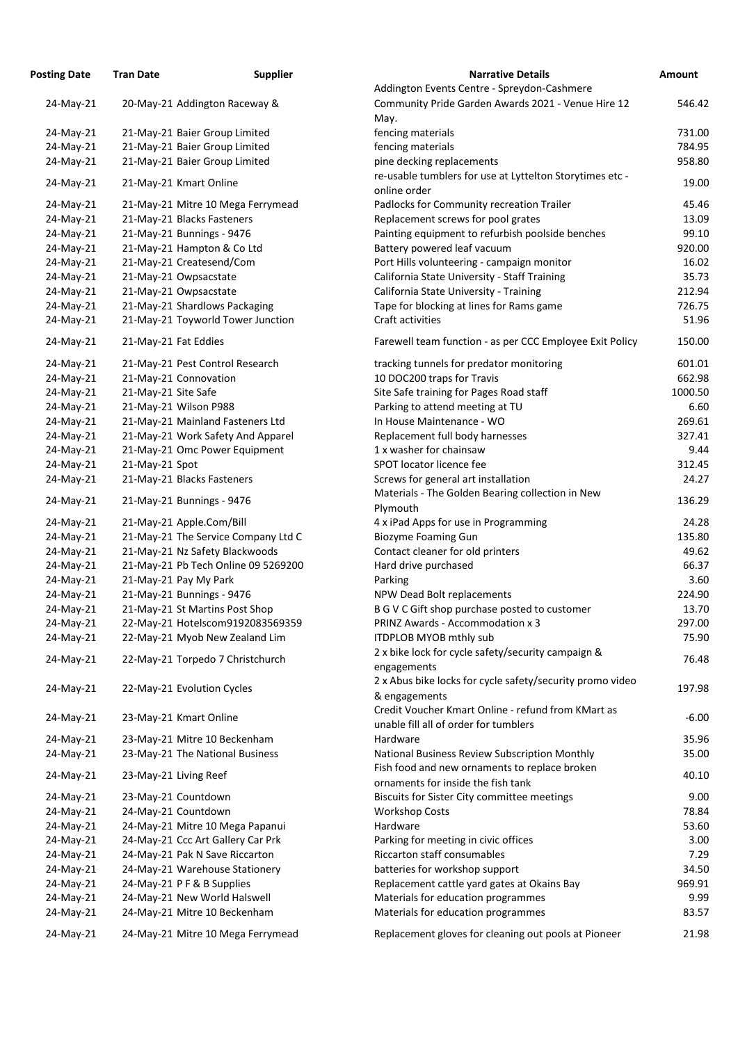| Posting Date | Tran Date | Supplier | Narrative Details | Amount |
|---|---|---|---|---|
| 24-May-21 | 20-May-21 | Addington Raceway & | Addington Events Centre - Spreydon-Cashmere Community Pride Garden Awards 2021 - Venue Hire 12 May. | 546.42 |
| 24-May-21 | 21-May-21 | Baier Group Limited | fencing materials | 731.00 |
| 24-May-21 | 21-May-21 | Baier Group Limited | fencing materials | 784.95 |
| 24-May-21 | 21-May-21 | Baier Group Limited | pine decking replacements | 958.80 |
| 24-May-21 | 21-May-21 | Kmart Online | re-usable tumblers for use at Lyttelton Storytimes etc - online order | 19.00 |
| 24-May-21 | 21-May-21 | Mitre 10 Mega Ferrymead | Padlocks for Community recreation Trailer | 45.46 |
| 24-May-21 | 21-May-21 | Blacks Fasteners | Replacement screws for pool grates | 13.09 |
| 24-May-21 | 21-May-21 | Bunnings - 9476 | Painting equipment to refurbish poolside benches | 99.10 |
| 24-May-21 | 21-May-21 | Hampton & Co Ltd | Battery powered leaf vacuum | 920.00 |
| 24-May-21 | 21-May-21 | Createsend/Com | Port Hills volunteering - campaign monitor | 16.02 |
| 24-May-21 | 21-May-21 | Owpsacstate | California State University - Staff Training | 35.73 |
| 24-May-21 | 21-May-21 | Owpsacstate | California State University - Training | 212.94 |
| 24-May-21 | 21-May-21 | Shardlows Packaging | Tape for blocking at lines for Rams game | 726.75 |
| 24-May-21 | 21-May-21 | Toyworld Tower Junction | Craft activities | 51.96 |
| 24-May-21 | 21-May-21 | Fat Eddies | Farewell team function - as per CCC Employee Exit Policy | 150.00 |
| 24-May-21 | 21-May-21 | Pest Control Research | tracking tunnels for predator monitoring | 601.01 |
| 24-May-21 | 21-May-21 | Connovation | 10 DOC200 traps for Travis | 662.98 |
| 24-May-21 | 21-May-21 | Site Safe | Site Safe training for Pages Road staff | 1000.50 |
| 24-May-21 | 21-May-21 | Wilson P988 | Parking to attend meeting at TU | 6.60 |
| 24-May-21 | 21-May-21 | Mainland Fasteners Ltd | In House Maintenance - WO | 269.61 |
| 24-May-21 | 21-May-21 | Work Safety And Apparel | Replacement full body harnesses | 327.41 |
| 24-May-21 | 21-May-21 | Omc Power Equipment | 1 x washer for chainsaw | 9.44 |
| 24-May-21 | 21-May-21 | Spot | SPOT locator licence fee | 312.45 |
| 24-May-21 | 21-May-21 | Blacks Fasteners | Screws for general art installation | 24.27 |
| 24-May-21 | 21-May-21 | Bunnings - 9476 | Materials - The Golden Bearing collection in New Plymouth | 136.29 |
| 24-May-21 | 21-May-21 | Apple.Com/Bill | 4 x iPad Apps for use in Programming | 24.28 |
| 24-May-21 | 21-May-21 | The Service Company Ltd C | Biozyme Foaming Gun | 135.80 |
| 24-May-21 | 21-May-21 | Nz Safety Blackwoods | Contact cleaner for old printers | 49.62 |
| 24-May-21 | 21-May-21 | Pb Tech Online 09 5269200 | Hard drive purchased | 66.37 |
| 24-May-21 | 21-May-21 | Pay My Park | Parking | 3.60 |
| 24-May-21 | 21-May-21 | Bunnings - 9476 | NPW Dead Bolt replacements | 224.90 |
| 24-May-21 | 21-May-21 | St Martins Post Shop | B G V C Gift shop purchase posted to customer | 13.70 |
| 24-May-21 | 22-May-21 | Hotelscom9192083569359 | PRINZ Awards - Accommodation x 3 | 297.00 |
| 24-May-21 | 22-May-21 | Myob New Zealand Lim | ITDPLOB MYOB mthly sub | 75.90 |
| 24-May-21 | 22-May-21 | Torpedo 7 Christchurch | 2 x bike lock for cycle safety/security campaign & engagements | 76.48 |
| 24-May-21 | 22-May-21 | Evolution Cycles | 2 x Abus bike locks for cycle safety/security promo video & engagements | 197.98 |
| 24-May-21 | 23-May-21 | Kmart Online | Credit Voucher Kmart Online - refund from KMart as unable fill all of order for tumblers | -6.00 |
| 24-May-21 | 23-May-21 | Mitre 10 Beckenham | Hardware | 35.96 |
| 24-May-21 | 23-May-21 | The National Business | National Business Review Subscription Monthly | 35.00 |
| 24-May-21 | 23-May-21 | Living Reef | Fish food and new ornaments to replace broken ornaments for inside the fish tank | 40.10 |
| 24-May-21 | 23-May-21 | Countdown | Biscuits for Sister City committee meetings | 9.00 |
| 24-May-21 | 24-May-21 | Countdown | Workshop Costs | 78.84 |
| 24-May-21 | 24-May-21 | Mitre 10 Mega Papanui | Hardware | 53.60 |
| 24-May-21 | 24-May-21 | Ccc Art Gallery Car Prk | Parking for meeting in civic offices | 3.00 |
| 24-May-21 | 24-May-21 | Pak N Save Riccarton | Riccarton staff consumables | 7.29 |
| 24-May-21 | 24-May-21 | Warehouse Stationery | batteries for workshop support | 34.50 |
| 24-May-21 | 24-May-21 | P F & B Supplies | Replacement cattle yard gates at Okains Bay | 969.91 |
| 24-May-21 | 24-May-21 | New World Halswell | Materials for education programmes | 9.99 |
| 24-May-21 | 24-May-21 | Mitre 10 Beckenham | Materials for education programmes | 83.57 |
| 24-May-21 | 24-May-21 | Mitre 10 Mega Ferrymead | Replacement gloves for cleaning out pools at Pioneer | 21.98 |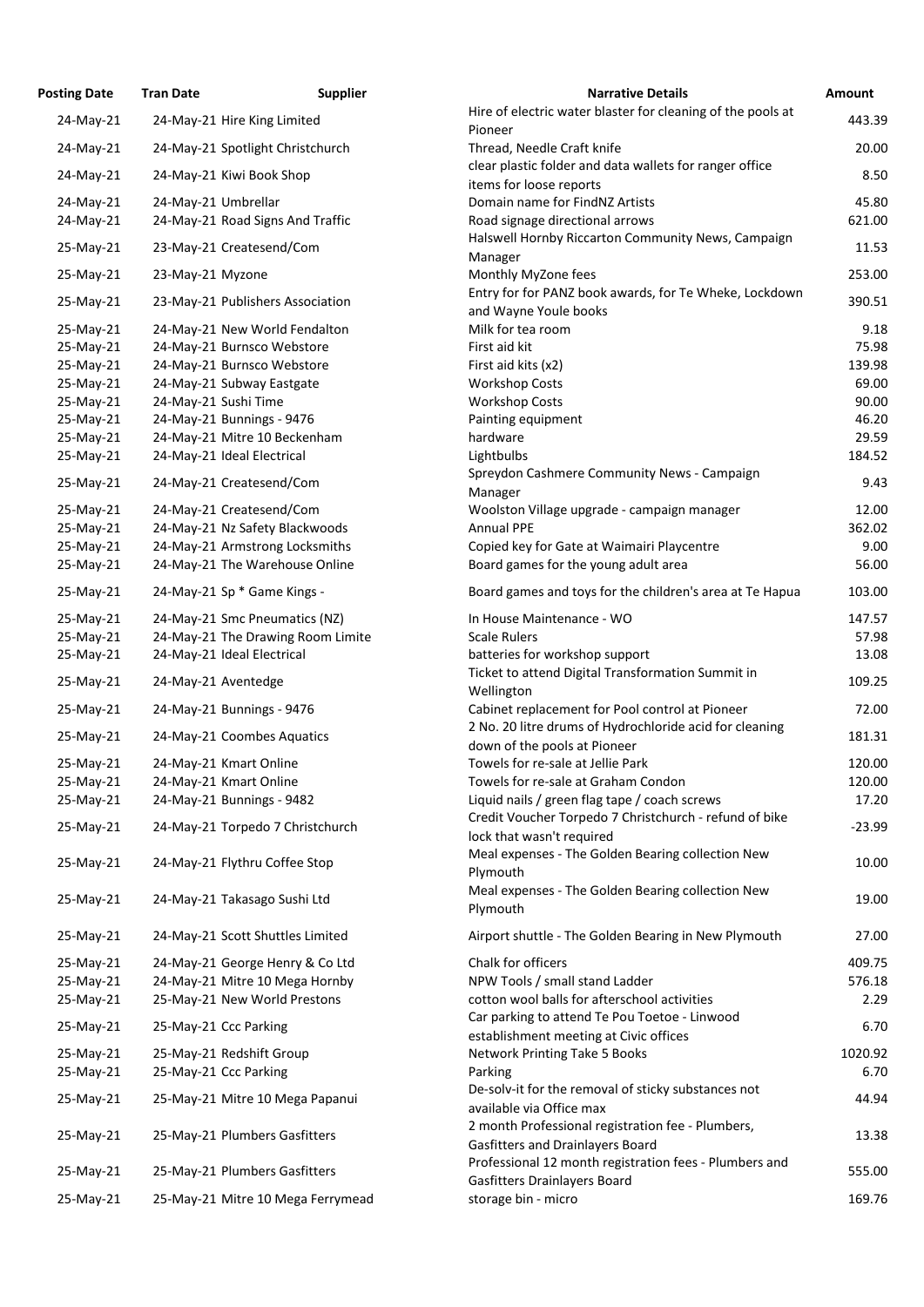| Posting Date | Tran Date | Supplier | Narrative Details | Amount |
|---|---|---|---|---|
| 24-May-21 | 24-May-21 | Hire King Limited | Hire of electric water blaster for cleaning of the pools at Pioneer | 443.39 |
| 24-May-21 | 24-May-21 | Spotlight Christchurch | Thread, Needle Craft knife | 20.00 |
| 24-May-21 | 24-May-21 | Kiwi Book Shop | clear plastic folder and data wallets for ranger office items for loose reports | 8.50 |
| 24-May-21 | 24-May-21 | Umbrellar | Domain name for FindNZ Artists | 45.80 |
| 24-May-21 | 24-May-21 | Road Signs And Traffic | Road signage directional arrows | 621.00 |
| 25-May-21 | 23-May-21 | Createsend/Com | Halswell Hornby Riccarton Community News, Campaign Manager | 11.53 |
| 25-May-21 | 23-May-21 | Myzone | Monthly MyZone fees | 253.00 |
| 25-May-21 | 23-May-21 | Publishers Association | Entry for for PANZ book awards, for Te Wheke, Lockdown and Wayne Youle books | 390.51 |
| 25-May-21 | 24-May-21 | New World Fendalton | Milk for tea room | 9.18 |
| 25-May-21 | 24-May-21 | Burnsco Webstore | First aid kit | 75.98 |
| 25-May-21 | 24-May-21 | Burnsco Webstore | First aid kits (x2) | 139.98 |
| 25-May-21 | 24-May-21 | Subway Eastgate | Workshop Costs | 69.00 |
| 25-May-21 | 24-May-21 | Sushi Time | Workshop Costs | 90.00 |
| 25-May-21 | 24-May-21 | Bunnings - 9476 | Painting equipment | 46.20 |
| 25-May-21 | 24-May-21 | Mitre 10 Beckenham | hardware | 29.59 |
| 25-May-21 | 24-May-21 | Ideal Electrical | Lightbulbs | 184.52 |
| 25-May-21 | 24-May-21 | Createsend/Com | Spreydon Cashmere Community News - Campaign Manager | 9.43 |
| 25-May-21 | 24-May-21 | Createsend/Com | Woolston Village upgrade - campaign manager | 12.00 |
| 25-May-21 | 24-May-21 | Nz Safety Blackwoods | Annual PPE | 362.02 |
| 25-May-21 | 24-May-21 | Armstrong Locksmiths | Copied key for Gate at Waimairi Playcentre | 9.00 |
| 25-May-21 | 24-May-21 | The Warehouse Online | Board games for the young adult area | 56.00 |
| 25-May-21 | 24-May-21 | Sp * Game Kings - | Board games and toys for the children's area at Te Hapua | 103.00 |
| 25-May-21 | 24-May-21 | Smc Pneumatics (NZ) | In House Maintenance - WO | 147.57 |
| 25-May-21 | 24-May-21 | The Drawing Room Limite | Scale Rulers | 57.98 |
| 25-May-21 | 24-May-21 | Ideal Electrical | batteries for workshop support | 13.08 |
| 25-May-21 | 24-May-21 | Aventedge | Ticket to attend Digital Transformation Summit in Wellington | 109.25 |
| 25-May-21 | 24-May-21 | Bunnings - 9476 | Cabinet replacement for Pool control at Pioneer | 72.00 |
| 25-May-21 | 24-May-21 | Coombes Aquatics | 2 No. 20 litre drums of Hydrochloride acid for cleaning down of the pools at Pioneer | 181.31 |
| 25-May-21 | 24-May-21 | Kmart Online | Towels for re-sale at Jellie Park | 120.00 |
| 25-May-21 | 24-May-21 | Kmart Online | Towels for re-sale at Graham Condon | 120.00 |
| 25-May-21 | 24-May-21 | Bunnings - 9482 | Liquid nails / green flag tape / coach screws | 17.20 |
| 25-May-21 | 24-May-21 | Torpedo 7 Christchurch | Credit Voucher Torpedo 7 Christchurch - refund of bike lock that wasn't required | -23.99 |
| 25-May-21 | 24-May-21 | Flythru Coffee Stop | Meal expenses - The Golden Bearing collection New Plymouth | 10.00 |
| 25-May-21 | 24-May-21 | Takasago Sushi Ltd | Meal expenses - The Golden Bearing collection New Plymouth | 19.00 |
| 25-May-21 | 24-May-21 | Scott Shuttles Limited | Airport shuttle - The Golden Bearing in New Plymouth | 27.00 |
| 25-May-21 | 24-May-21 | George Henry & Co Ltd | Chalk for officers | 409.75 |
| 25-May-21 | 24-May-21 | Mitre 10 Mega Hornby | NPW Tools / small stand Ladder | 576.18 |
| 25-May-21 | 25-May-21 | New World Prestons | cotton wool balls for afterschool activities | 2.29 |
| 25-May-21 | 25-May-21 | Ccc Parking | Car parking to attend Te Pou Toetoe - Linwood establishment meeting at Civic offices | 6.70 |
| 25-May-21 | 25-May-21 | Redshift Group | Network Printing Take 5 Books | 1020.92 |
| 25-May-21 | 25-May-21 | Ccc Parking | Parking | 6.70 |
| 25-May-21 | 25-May-21 | Mitre 10 Mega Papanui | De-solv-it for the removal of sticky substances not available via Office max | 44.94 |
| 25-May-21 | 25-May-21 | Plumbers Gasfitters | 2 month Professional registration fee - Plumbers, Gasfitters and Drainlayers Board | 13.38 |
| 25-May-21 | 25-May-21 | Plumbers Gasfitters | Professional 12 month registration fees - Plumbers and Gasfitters Drainlayers Board | 555.00 |
| 25-May-21 | 25-May-21 | Mitre 10 Mega Ferrymead | storage bin - micro | 169.76 |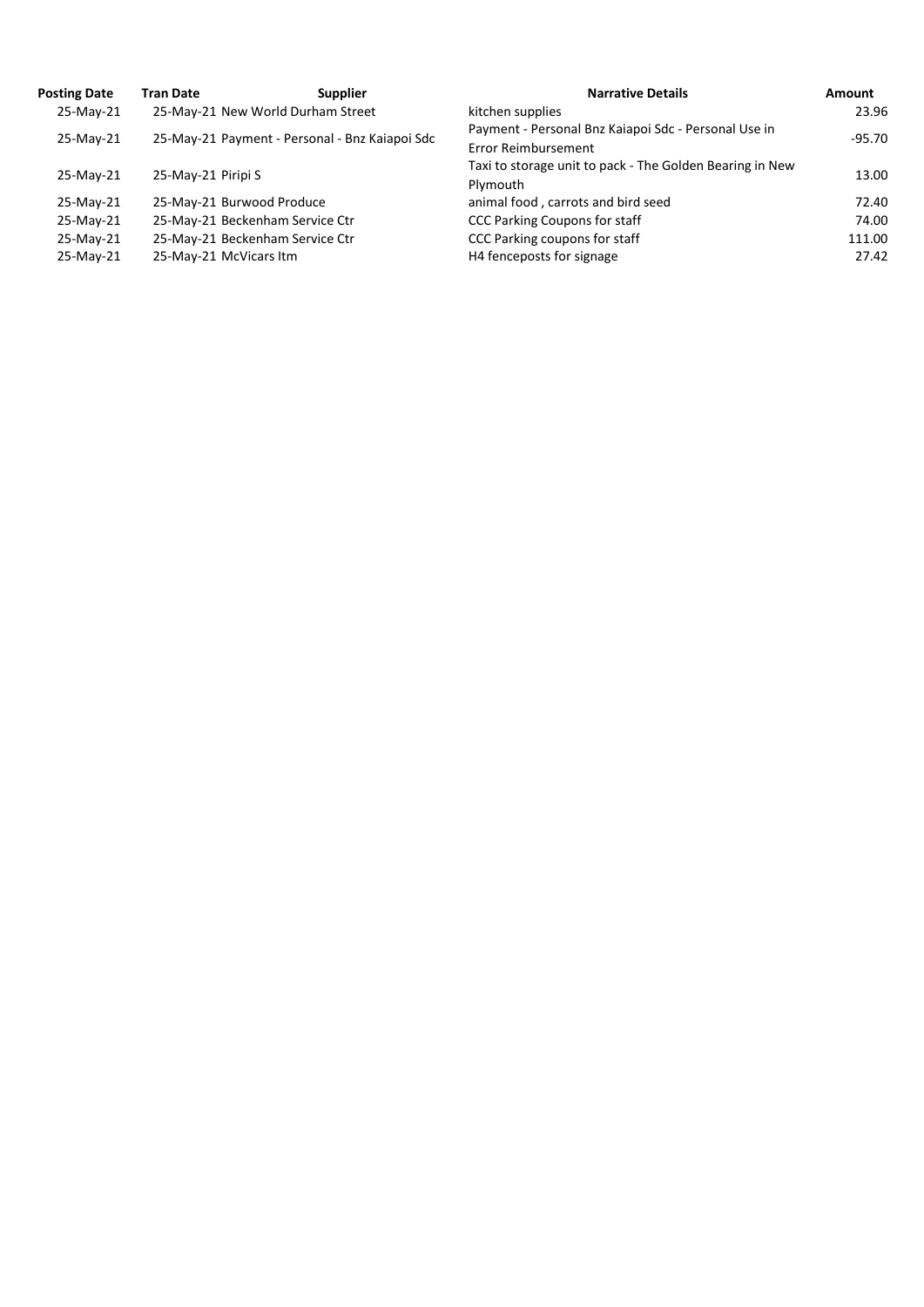| Posting Date | Tran Date | Supplier | Narrative Details | Amount |
| --- | --- | --- | --- | --- |
| 25-May-21 | 25-May-21 | New World Durham Street | kitchen supplies | 23.96 |
| 25-May-21 | 25-May-21 | Payment - Personal - Bnz Kaiapoi Sdc | Payment - Personal Bnz Kaiapoi Sdc - Personal Use in Error Reimbursement | -95.70 |
| 25-May-21 | 25-May-21 | Piripi S | Taxi to storage unit to pack - The Golden Bearing in New Plymouth | 13.00 |
| 25-May-21 | 25-May-21 | Burwood Produce | animal food , carrots and bird seed | 72.40 |
| 25-May-21 | 25-May-21 | Beckenham Service Ctr | CCC Parking Coupons for staff | 74.00 |
| 25-May-21 | 25-May-21 | Beckenham Service Ctr | CCC Parking coupons for staff | 111.00 |
| 25-May-21 | 25-May-21 | McVicars Itm | H4 fenceposts for signage | 27.42 |